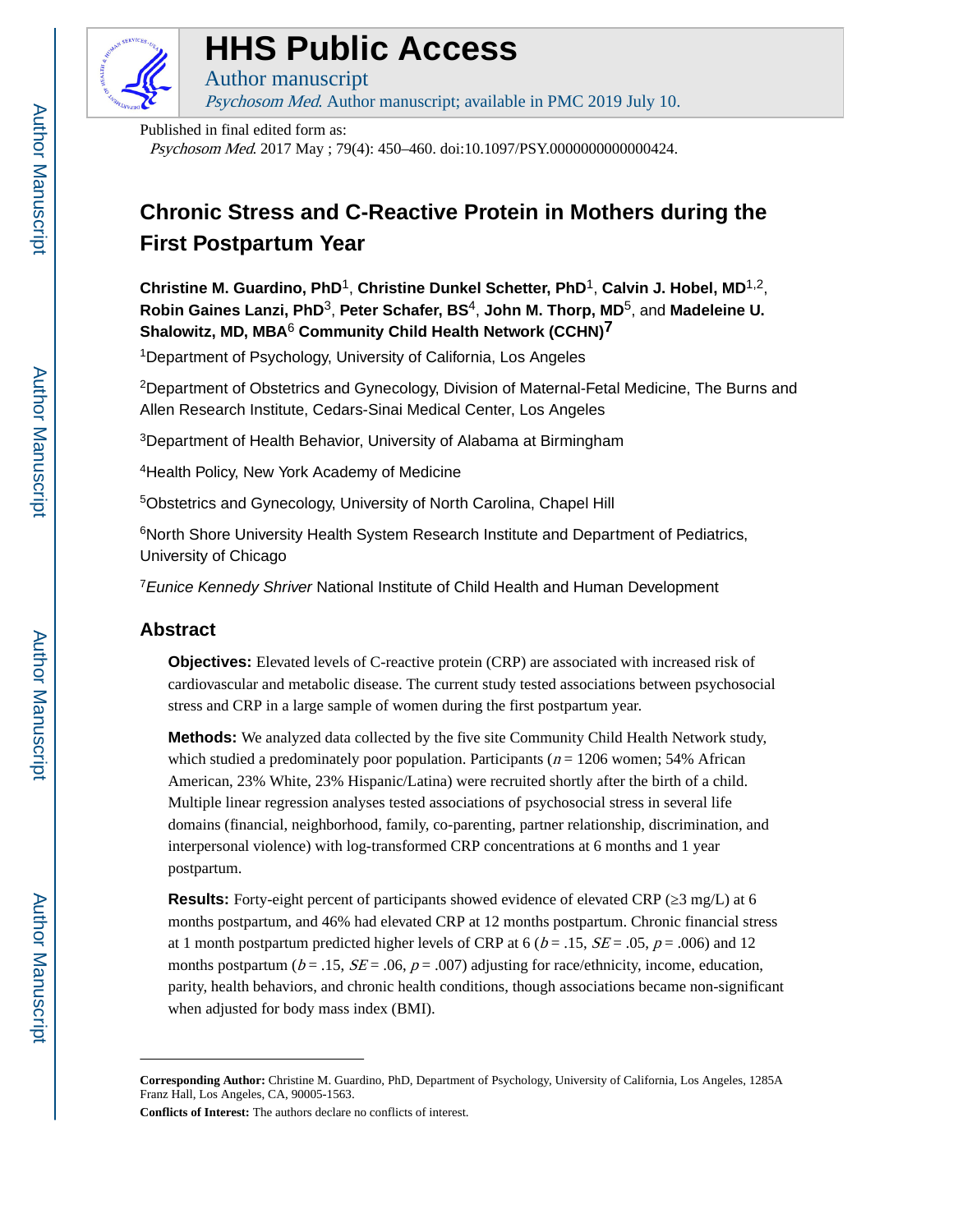# HHS Public Access

Author manuscript

*Psychosom Med*. Author manuscript; available in PMC 2019 July 10.

Published in final edited form as:

*Psychosom Med*. 2017 May ; 79(4): 450–460. doi:10.1097/PSY.0000000000000424.

# Chronic Stress and C-Reactive Protein in Mothers during the First Postpartum Year

**Christine M. Guardino, PhD**[1], **Christine Dunkel Schetter, PhD**[1], **Calvin J. Hobel, MD**[1,2], **Robin Gaines Lanzi, PhD**[3], **Peter Schafer, BS**[4], **John M. Thorp, MD**[5], and **Madeleine U. Shalowitz, MD, MBA**[6] **Community Child Health Network (CCHN)**[7]

[1]Department of Psychology, University of California, Los Angeles

[2]Department of Obstetrics and Gynecology, Division of Maternal-Fetal Medicine, The Burns and Allen Research Institute, Cedars-Sinai Medical Center, Los Angeles

[3]Department of Health Behavior, University of Alabama at Birmingham

[4]Health Policy, New York Academy of Medicine

[5]Obstetrics and Gynecology, University of North Carolina, Chapel Hill

[6]North Shore University Health System Research Institute and Department of Pediatrics, University of Chicago

[7]*Eunice Kennedy Shriver* National Institute of Child Health and Human Development

## Abstract

**Objectives:** Elevated levels of C-reactive protein (CRP) are associated with increased risk of cardiovascular and metabolic disease. The current study tested associations between psychosocial stress and CRP in a large sample of women during the first postpartum year.

**Methods:** We analyzed data collected by the five site Community Child Health Network study, which studied a predominately poor population. Participants ($n$ = 1206 women; 54% African American, 23% White, 23% Hispanic/Latina) were recruited shortly after the birth of a child. Multiple linear regression analyses tested associations of psychosocial stress in several life domains (financial, neighborhood, family, co-parenting, partner relationship, discrimination, and interpersonal violence) with log-transformed CRP concentrations at 6 months and 1 year postpartum.

**Results:** Forty-eight percent of participants showed evidence of elevated CRP (≥3 mg/L) at 6 months postpartum, and 46% had elevated CRP at 12 months postpartum. Chronic financial stress at 1 month postpartum predicted higher levels of CRP at 6 ($b$ = .15, $SE$ = .05, $p$ = .006) and 12 months postpartum ($b$ = .15, $SE$ = .06, $p$ = .007) adjusting for race/ethnicity, income, education, parity, health behaviors, and chronic health conditions, though associations became non-significant when adjusted for body mass index (BMI).

---

**Corresponding Author:** Christine M. Guardino, PhD, Department of Psychology, University of California, Los Angeles, 1285A Franz Hall, Los Angeles, CA, 90005-1563.

**Conflicts of Interest:** The authors declare no conflicts of interest.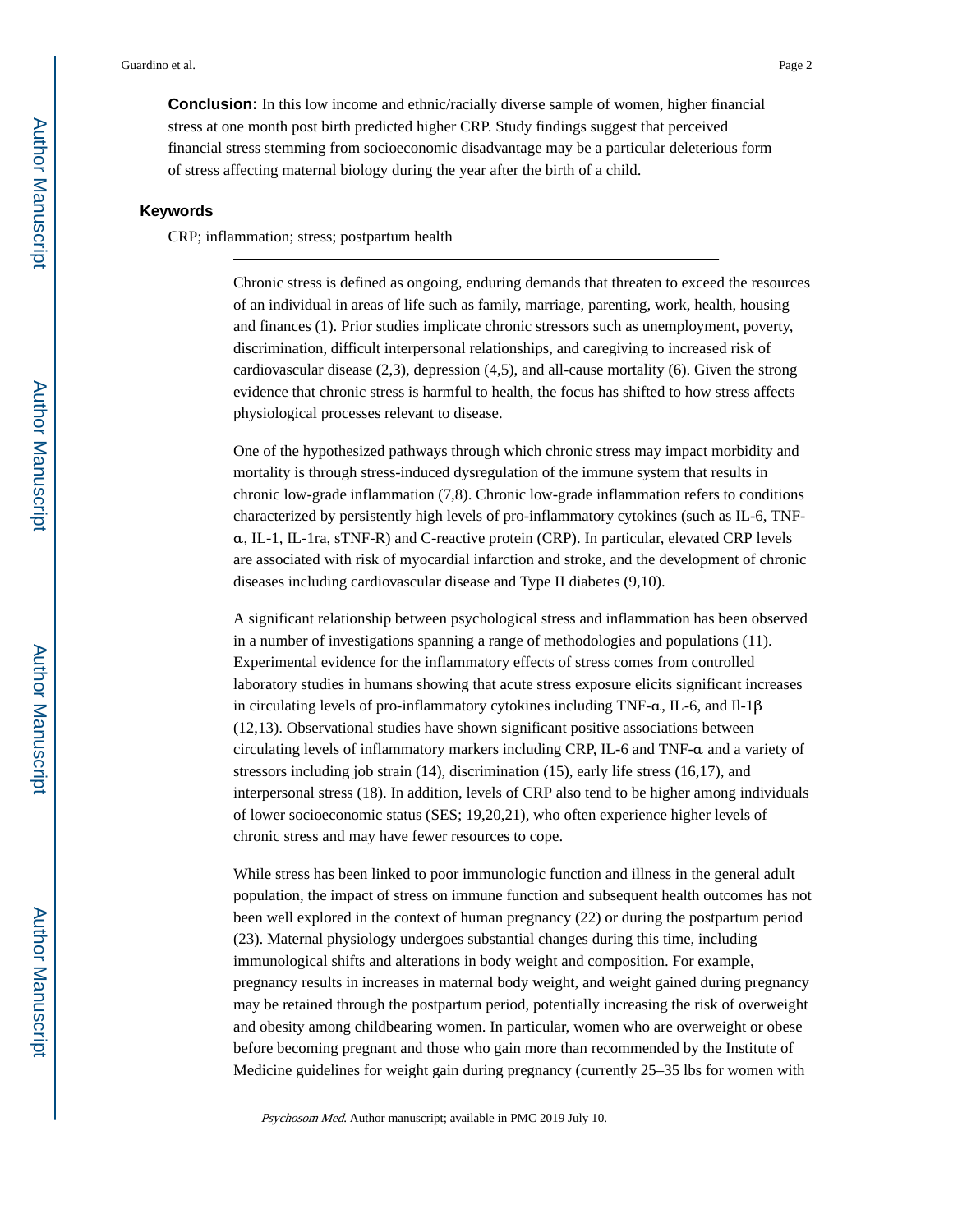**Conclusion:** In this low income and ethnic/racially diverse sample of women, higher financial stress at one month post birth predicted higher CRP. Study findings suggest that perceived financial stress stemming from socioeconomic disadvantage may be a particular deleterious form of stress affecting maternal biology during the year after the birth of a child.

### Keywords

CRP; inflammation; stress; postpartum health

---

Chronic stress is defined as ongoing, enduring demands that threaten to exceed the resources of an individual in areas of life such as family, marriage, parenting, work, health, housing and finances (1). Prior studies implicate chronic stressors such as unemployment, poverty, discrimination, difficult interpersonal relationships, and caregiving to increased risk of cardiovascular disease (2,3), depression (4,5), and all-cause mortality (6). Given the strong evidence that chronic stress is harmful to health, the focus has shifted to how stress affects physiological processes relevant to disease.

One of the hypothesized pathways through which chronic stress may impact morbidity and mortality is through stress-induced dysregulation of the immune system that results in chronic low-grade inflammation (7,8). Chronic low-grade inflammation refers to conditions characterized by persistently high levels of pro-inflammatory cytokines (such as IL-6, TNF-α, IL-1, IL-1ra, sTNF-R) and C-reactive protein (CRP). In particular, elevated CRP levels are associated with risk of myocardial infarction and stroke, and the development of chronic diseases including cardiovascular disease and Type II diabetes (9,10).

A significant relationship between psychological stress and inflammation has been observed in a number of investigations spanning a range of methodologies and populations (11). Experimental evidence for the inflammatory effects of stress comes from controlled laboratory studies in humans showing that acute stress exposure elicits significant increases in circulating levels of pro-inflammatory cytokines including TNF-α, IL-6, and Il-1β (12,13). Observational studies have shown significant positive associations between circulating levels of inflammatory markers including CRP, IL-6 and TNF-α and a variety of stressors including job strain (14), discrimination (15), early life stress (16,17), and interpersonal stress (18). In addition, levels of CRP also tend to be higher among individuals of lower socioeconomic status (SES; 19,20,21), who often experience higher levels of chronic stress and may have fewer resources to cope.

While stress has been linked to poor immunologic function and illness in the general adult population, the impact of stress on immune function and subsequent health outcomes has not been well explored in the context of human pregnancy (22) or during the postpartum period (23). Maternal physiology undergoes substantial changes during this time, including immunological shifts and alterations in body weight and composition. For example, pregnancy results in increases in maternal body weight, and weight gained during pregnancy may be retained through the postpartum period, potentially increasing the risk of overweight and obesity among childbearing women. In particular, women who are overweight or obese before becoming pregnant and those who gain more than recommended by the Institute of Medicine guidelines for weight gain during pregnancy (currently 25–35 lbs for women with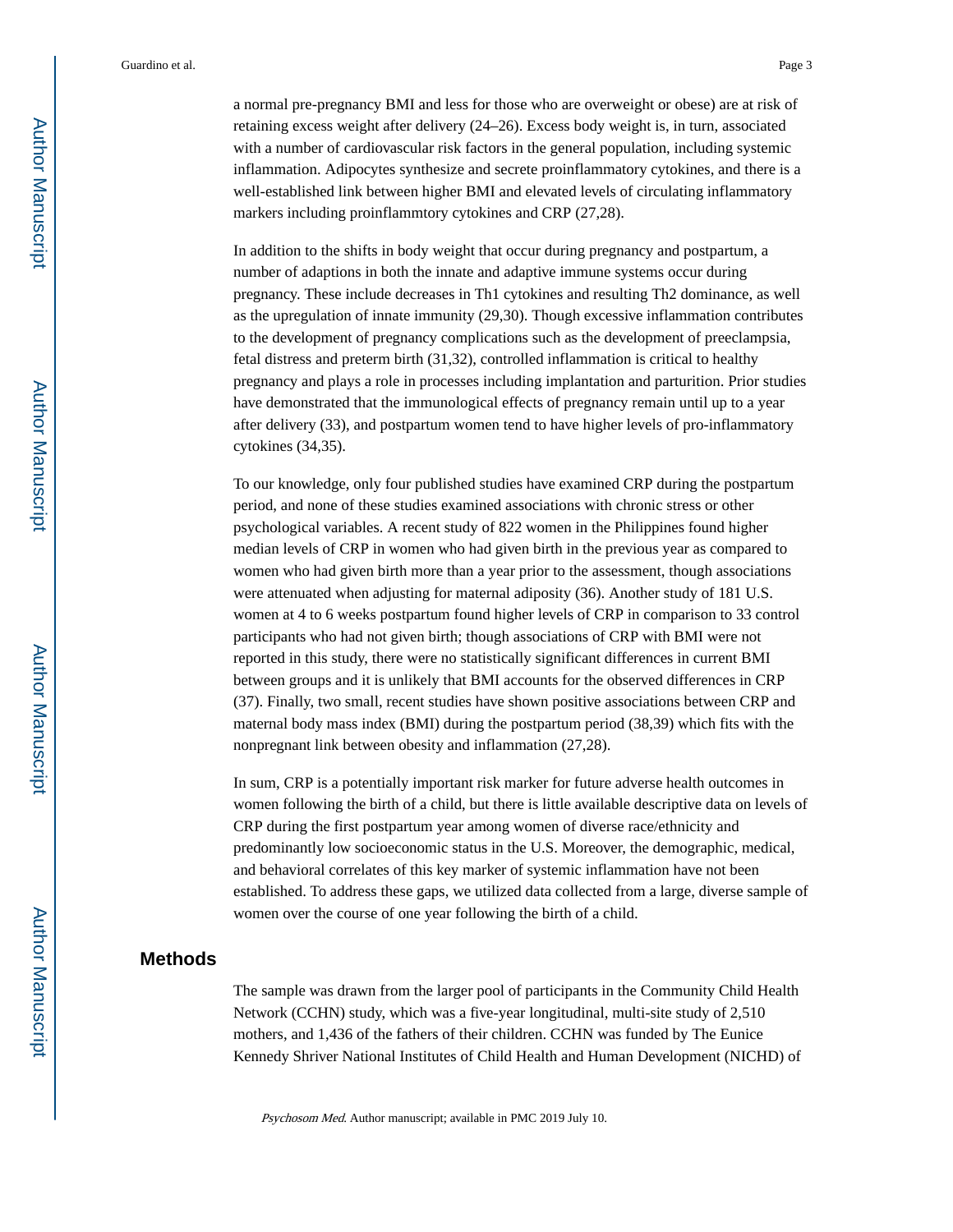a normal pre-pregnancy BMI and less for those who are overweight or obese) are at risk of retaining excess weight after delivery (24–26). Excess body weight is, in turn, associated with a number of cardiovascular risk factors in the general population, including systemic inflammation. Adipocytes synthesize and secrete proinflammatory cytokines, and there is a well-established link between higher BMI and elevated levels of circulating inflammatory markers including proinflammtory cytokines and CRP (27,28).

In addition to the shifts in body weight that occur during pregnancy and postpartum, a number of adaptions in both the innate and adaptive immune systems occur during pregnancy. These include decreases in Th1 cytokines and resulting Th2 dominance, as well as the upregulation of innate immunity (29,30). Though excessive inflammation contributes to the development of pregnancy complications such as the development of preeclampsia, fetal distress and preterm birth (31,32), controlled inflammation is critical to healthy pregnancy and plays a role in processes including implantation and parturition. Prior studies have demonstrated that the immunological effects of pregnancy remain until up to a year after delivery (33), and postpartum women tend to have higher levels of pro-inflammatory cytokines (34,35).

To our knowledge, only four published studies have examined CRP during the postpartum period, and none of these studies examined associations with chronic stress or other psychological variables. A recent study of 822 women in the Philippines found higher median levels of CRP in women who had given birth in the previous year as compared to women who had given birth more than a year prior to the assessment, though associations were attenuated when adjusting for maternal adiposity (36). Another study of 181 U.S. women at 4 to 6 weeks postpartum found higher levels of CRP in comparison to 33 control participants who had not given birth; though associations of CRP with BMI were not reported in this study, there were no statistically significant differences in current BMI between groups and it is unlikely that BMI accounts for the observed differences in CRP (37). Finally, two small, recent studies have shown positive associations between CRP and maternal body mass index (BMI) during the postpartum period (38,39) which fits with the nonpregnant link between obesity and inflammation (27,28).

In sum, CRP is a potentially important risk marker for future adverse health outcomes in women following the birth of a child, but there is little available descriptive data on levels of CRP during the first postpartum year among women of diverse race/ethnicity and predominantly low socioeconomic status in the U.S. Moreover, the demographic, medical, and behavioral correlates of this key marker of systemic inflammation have not been established. To address these gaps, we utilized data collected from a large, diverse sample of women over the course of one year following the birth of a child.

## Methods

The sample was drawn from the larger pool of participants in the Community Child Health Network (CCHN) study, which was a five-year longitudinal, multi-site study of 2,510 mothers, and 1,436 of the fathers of their children. CCHN was funded by The Eunice Kennedy Shriver National Institutes of Child Health and Human Development (NICHD) of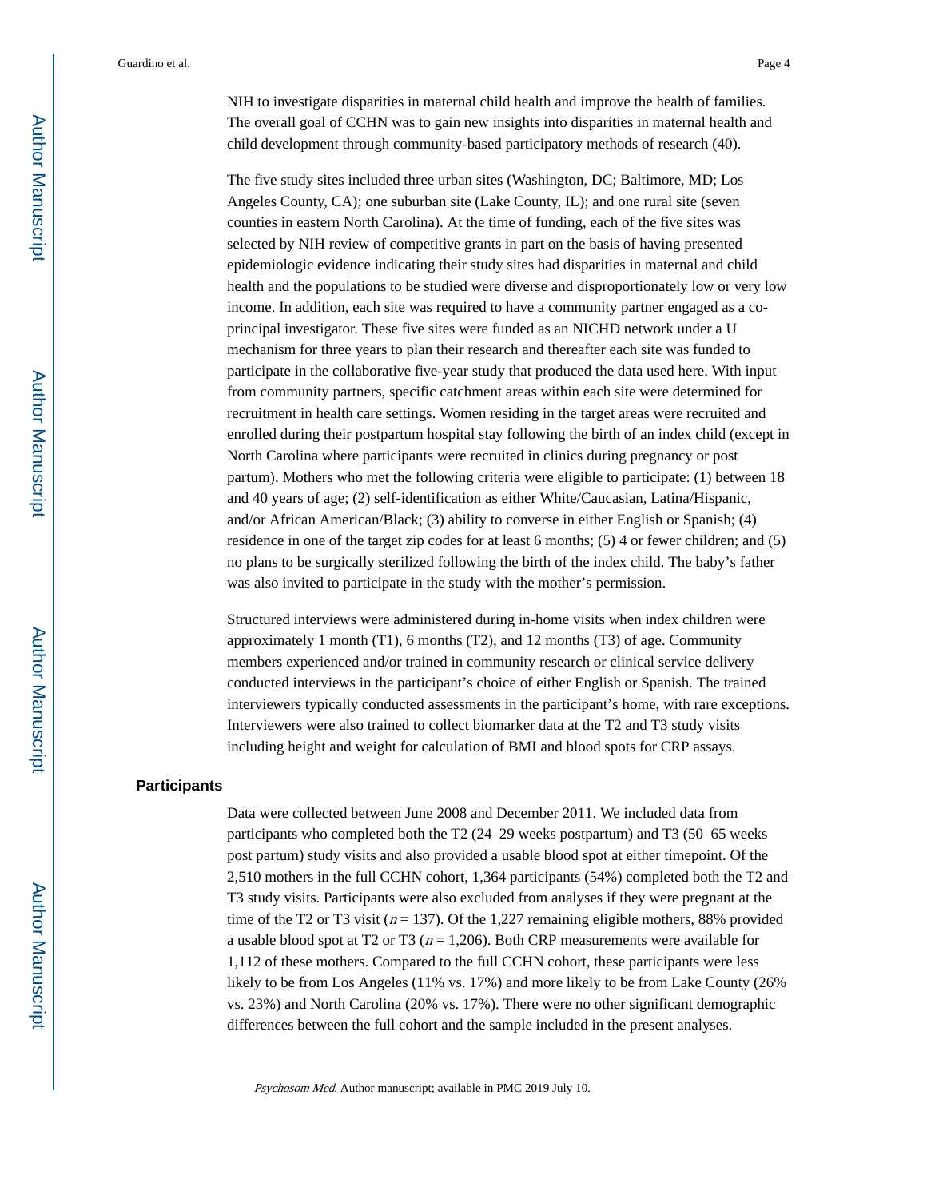NIH to investigate disparities in maternal child health and improve the health of families. The overall goal of CCHN was to gain new insights into disparities in maternal health and child development through community-based participatory methods of research (40).

The five study sites included three urban sites (Washington, DC; Baltimore, MD; Los Angeles County, CA); one suburban site (Lake County, IL); and one rural site (seven counties in eastern North Carolina). At the time of funding, each of the five sites was selected by NIH review of competitive grants in part on the basis of having presented epidemiologic evidence indicating their study sites had disparities in maternal and child health and the populations to be studied were diverse and disproportionately low or very low income. In addition, each site was required to have a community partner engaged as a co-principal investigator. These five sites were funded as an NICHD network under a U mechanism for three years to plan their research and thereafter each site was funded to participate in the collaborative five-year study that produced the data used here. With input from community partners, specific catchment areas within each site were determined for recruitment in health care settings. Women residing in the target areas were recruited and enrolled during their postpartum hospital stay following the birth of an index child (except in North Carolina where participants were recruited in clinics during pregnancy or post partum). Mothers who met the following criteria were eligible to participate: (1) between 18 and 40 years of age; (2) self-identification as either White/Caucasian, Latina/Hispanic, and/or African American/Black; (3) ability to converse in either English or Spanish; (4) residence in one of the target zip codes for at least 6 months; (5) 4 or fewer children; and (5) no plans to be surgically sterilized following the birth of the index child. The baby's father was also invited to participate in the study with the mother's permission.

Structured interviews were administered during in-home visits when index children were approximately 1 month (T1), 6 months (T2), and 12 months (T3) of age. Community members experienced and/or trained in community research or clinical service delivery conducted interviews in the participant's choice of either English or Spanish. The trained interviewers typically conducted assessments in the participant's home, with rare exceptions. Interviewers were also trained to collect biomarker data at the T2 and T3 study visits including height and weight for calculation of BMI and blood spots for CRP assays.

## Participants

Data were collected between June 2008 and December 2011. We included data from participants who completed both the T2 (24–29 weeks postpartum) and T3 (50–65 weeks post partum) study visits and also provided a usable blood spot at either timepoint. Of the 2,510 mothers in the full CCHN cohort, 1,364 participants (54%) completed both the T2 and T3 study visits. Participants were also excluded from analyses if they were pregnant at the time of the T2 or T3 visit ($n = 137$). Of the 1,227 remaining eligible mothers, 88% provided a usable blood spot at T2 or T3 ($n = 1{,}206$). Both CRP measurements were available for 1,112 of these mothers. Compared to the full CCHN cohort, these participants were less likely to be from Los Angeles (11% vs. 17%) and more likely to be from Lake County (26% vs. 23%) and North Carolina (20% vs. 17%). There were no other significant demographic differences between the full cohort and the sample included in the present analyses.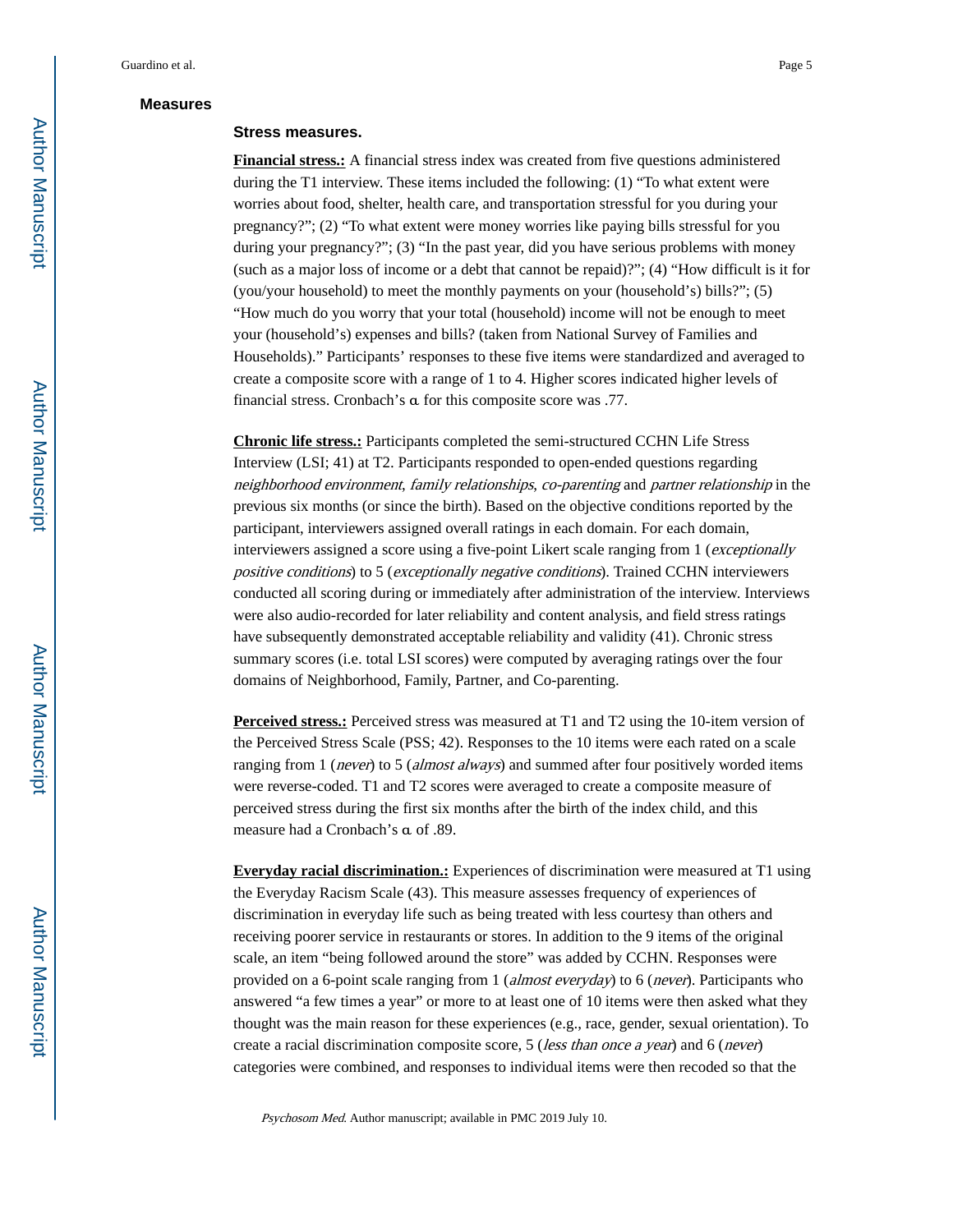## Measures

### Stress measures.

**Financial stress.:** A financial stress index was created from five questions administered during the T1 interview. These items included the following: (1) "To what extent were worries about food, shelter, health care, and transportation stressful for you during your pregnancy?"; (2) "To what extent were money worries like paying bills stressful for you during your pregnancy?"; (3) "In the past year, did you have serious problems with money (such as a major loss of income or a debt that cannot be repaid)?"; (4) "How difficult is it for (you/your household) to meet the monthly payments on your (household's) bills?"; (5) "How much do you worry that your total (household) income will not be enough to meet your (household's) expenses and bills? (taken from National Survey of Families and Households)." Participants' responses to these five items were standardized and averaged to create a composite score with a range of 1 to 4. Higher scores indicated higher levels of financial stress. Cronbach's α for this composite score was .77.

**Chronic life stress.:** Participants completed the semi-structured CCHN Life Stress Interview (LSI; 41) at T2. Participants responded to open-ended questions regarding *neighborhood environment*, *family relationships*, *co-parenting* and *partner relationship* in the previous six months (or since the birth). Based on the objective conditions reported by the participant, interviewers assigned overall ratings in each domain. For each domain, interviewers assigned a score using a five-point Likert scale ranging from 1 (*exceptionally positive conditions*) to 5 (*exceptionally negative conditions*). Trained CCHN interviewers conducted all scoring during or immediately after administration of the interview. Interviews were also audio-recorded for later reliability and content analysis, and field stress ratings have subsequently demonstrated acceptable reliability and validity (41). Chronic stress summary scores (i.e. total LSI scores) were computed by averaging ratings over the four domains of Neighborhood, Family, Partner, and Co-parenting.

**Perceived stress.:** Perceived stress was measured at T1 and T2 using the 10-item version of the Perceived Stress Scale (PSS; 42). Responses to the 10 items were each rated on a scale ranging from 1 (*never*) to 5 (*almost always*) and summed after four positively worded items were reverse-coded. T1 and T2 scores were averaged to create a composite measure of perceived stress during the first six months after the birth of the index child, and this measure had a Cronbach's α of .89.

**Everyday racial discrimination.:** Experiences of discrimination were measured at T1 using the Everyday Racism Scale (43). This measure assesses frequency of experiences of discrimination in everyday life such as being treated with less courtesy than others and receiving poorer service in restaurants or stores. In addition to the 9 items of the original scale, an item "being followed around the store" was added by CCHN. Responses were provided on a 6-point scale ranging from 1 (*almost everyday*) to 6 (*never*). Participants who answered "a few times a year" or more to at least one of 10 items were then asked what they thought was the main reason for these experiences (e.g., race, gender, sexual orientation). To create a racial discrimination composite score, 5 (*less than once a year*) and 6 (*never*) categories were combined, and responses to individual items were then recoded so that the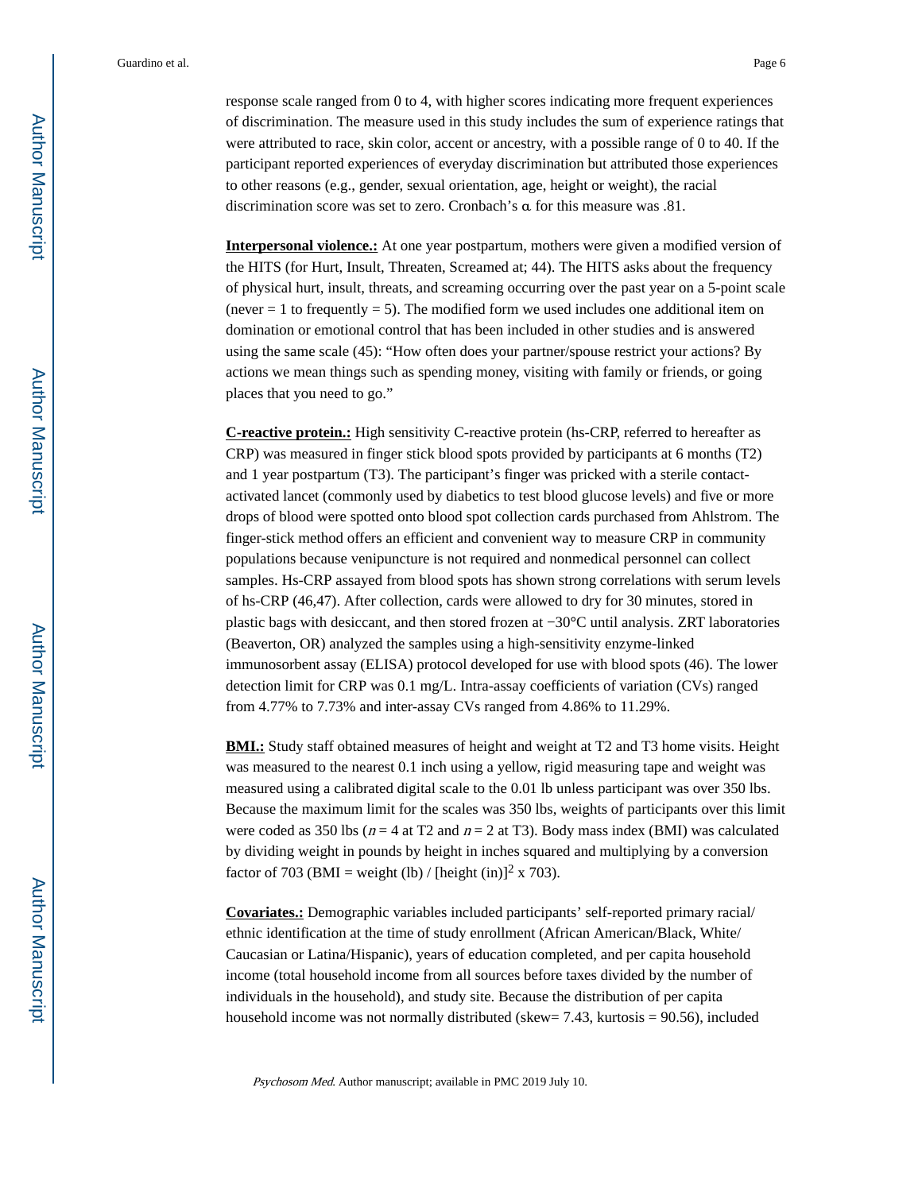response scale ranged from 0 to 4, with higher scores indicating more frequent experiences of discrimination. The measure used in this study includes the sum of experience ratings that were attributed to race, skin color, accent or ancestry, with a possible range of 0 to 40. If the participant reported experiences of everyday discrimination but attributed those experiences to other reasons (e.g., gender, sexual orientation, age, height or weight), the racial discrimination score was set to zero. Cronbach's α for this measure was .81.

**Interpersonal violence.:** At one year postpartum, mothers were given a modified version of the HITS (for Hurt, Insult, Threaten, Screamed at; 44). The HITS asks about the frequency of physical hurt, insult, threats, and screaming occurring over the past year on a 5-point scale (never = 1 to frequently = 5). The modified form we used includes one additional item on domination or emotional control that has been included in other studies and is answered using the same scale (45): "How often does your partner/spouse restrict your actions? By actions we mean things such as spending money, visiting with family or friends, or going places that you need to go."

**C-reactive protein.:** High sensitivity C-reactive protein (hs-CRP, referred to hereafter as CRP) was measured in finger stick blood spots provided by participants at 6 months (T2) and 1 year postpartum (T3). The participant's finger was pricked with a sterile contact-activated lancet (commonly used by diabetics to test blood glucose levels) and five or more drops of blood were spotted onto blood spot collection cards purchased from Ahlstrom. The finger-stick method offers an efficient and convenient way to measure CRP in community populations because venipuncture is not required and nonmedical personnel can collect samples. Hs-CRP assayed from blood spots has shown strong correlations with serum levels of hs-CRP (46,47). After collection, cards were allowed to dry for 30 minutes, stored in plastic bags with desiccant, and then stored frozen at −30°C until analysis. ZRT laboratories (Beaverton, OR) analyzed the samples using a high-sensitivity enzyme-linked immunosorbent assay (ELISA) protocol developed for use with blood spots (46). The lower detection limit for CRP was 0.1 mg/L. Intra-assay coefficients of variation (CVs) ranged from 4.77% to 7.73% and inter-assay CVs ranged from 4.86% to 11.29%.

**BMI.:** Study staff obtained measures of height and weight at T2 and T3 home visits. Height was measured to the nearest 0.1 inch using a yellow, rigid measuring tape and weight was measured using a calibrated digital scale to the 0.01 lb unless participant was over 350 lbs. Because the maximum limit for the scales was 350 lbs, weights of participants over this limit were coded as 350 lbs ($n = 4$ at T2 and $n = 2$ at T3). Body mass index (BMI) was calculated by dividing weight in pounds by height in inches squared and multiplying by a conversion factor of 703 (BMI = weight (lb) / $[\text{height (in)}]^2$ x 703).

**Covariates.:** Demographic variables included participants' self-reported primary racial/ethnic identification at the time of study enrollment (African American/Black, White/Caucasian or Latina/Hispanic), years of education completed, and per capita household income (total household income from all sources before taxes divided by the number of individuals in the household), and study site. Because the distribution of per capita household income was not normally distributed (skew= 7.43, kurtosis = 90.56), included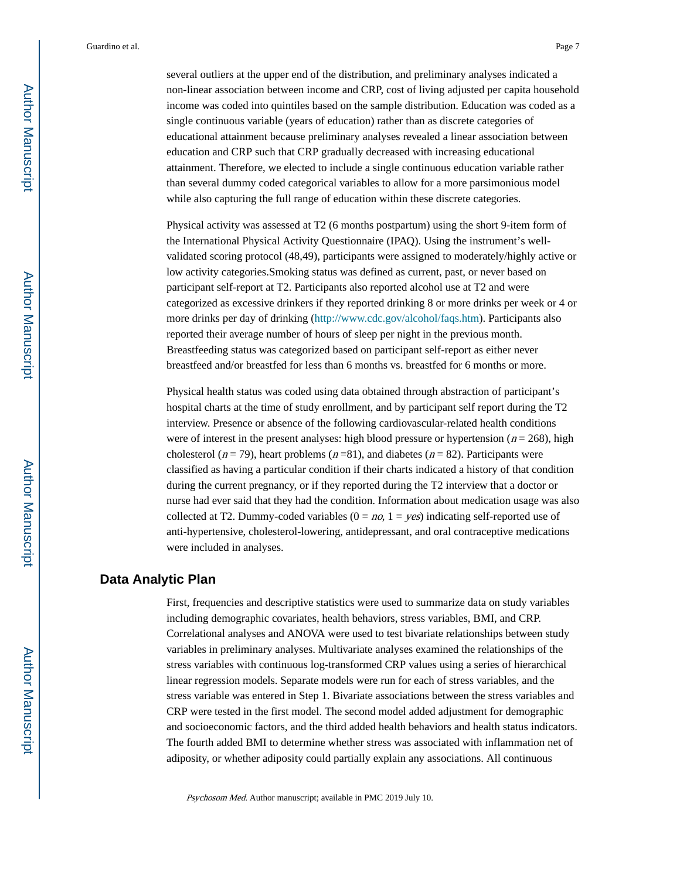several outliers at the upper end of the distribution, and preliminary analyses indicated a non-linear association between income and CRP, cost of living adjusted per capita household income was coded into quintiles based on the sample distribution. Education was coded as a single continuous variable (years of education) rather than as discrete categories of educational attainment because preliminary analyses revealed a linear association between education and CRP such that CRP gradually decreased with increasing educational attainment. Therefore, we elected to include a single continuous education variable rather than several dummy coded categorical variables to allow for a more parsimonious model while also capturing the full range of education within these discrete categories.

Physical activity was assessed at T2 (6 months postpartum) using the short 9-item form of the International Physical Activity Questionnaire (IPAQ). Using the instrument's well-validated scoring protocol (48,49), participants were assigned to moderately/highly active or low activity categories.Smoking status was defined as current, past, or never based on participant self-report at T2. Participants also reported alcohol use at T2 and were categorized as excessive drinkers if they reported drinking 8 or more drinks per week or 4 or more drinks per day of drinking (http://www.cdc.gov/alcohol/faqs.htm). Participants also reported their average number of hours of sleep per night in the previous month. Breastfeeding status was categorized based on participant self-report as either never breastfeed and/or breastfed for less than 6 months vs. breastfed for 6 months or more.

Physical health status was coded using data obtained through abstraction of participant's hospital charts at the time of study enrollment, and by participant self report during the T2 interview. Presence or absence of the following cardiovascular-related health conditions were of interest in the present analyses: high blood pressure or hypertension ($n$ = 268), high cholesterol ($n$ = 79), heart problems ($n$ =81), and diabetes ($n$ = 82). Participants were classified as having a particular condition if their charts indicated a history of that condition during the current pregnancy, or if they reported during the T2 interview that a doctor or nurse had ever said that they had the condition. Information about medication usage was also collected at T2. Dummy-coded variables (0 = *no*, 1 = *yes*) indicating self-reported use of anti-hypertensive, cholesterol-lowering, antidepressant, and oral contraceptive medications were included in analyses.

## Data Analytic Plan

First, frequencies and descriptive statistics were used to summarize data on study variables including demographic covariates, health behaviors, stress variables, BMI, and CRP. Correlational analyses and ANOVA were used to test bivariate relationships between study variables in preliminary analyses. Multivariate analyses examined the relationships of the stress variables with continuous log-transformed CRP values using a series of hierarchical linear regression models. Separate models were run for each of stress variables, and the stress variable was entered in Step 1. Bivariate associations between the stress variables and CRP were tested in the first model. The second model added adjustment for demographic and socioeconomic factors, and the third added health behaviors and health status indicators. The fourth added BMI to determine whether stress was associated with inflammation net of adiposity, or whether adiposity could partially explain any associations. All continuous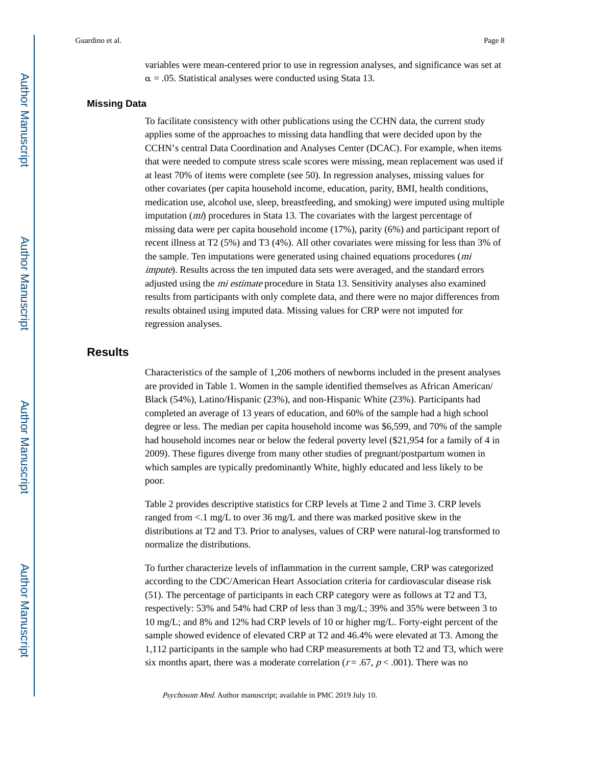variables were mean-centered prior to use in regression analyses, and significance was set at $\alpha$ = .05. Statistical analyses were conducted using Stata 13.

### Missing Data

To facilitate consistency with other publications using the CCHN data, the current study applies some of the approaches to missing data handling that were decided upon by the CCHN's central Data Coordination and Analyses Center (DCAC). For example, when items that were needed to compute stress scale scores were missing, mean replacement was used if at least 70% of items were complete (see 50). In regression analyses, missing values for other covariates (per capita household income, education, parity, BMI, health conditions, medication use, alcohol use, sleep, breastfeeding, and smoking) were imputed using multiple imputation (*mi*) procedures in Stata 13. The covariates with the largest percentage of missing data were per capita household income (17%), parity (6%) and participant report of recent illness at T2 (5%) and T3 (4%). All other covariates were missing for less than 3% of the sample. Ten imputations were generated using chained equations procedures (*mi impute*). Results across the ten imputed data sets were averaged, and the standard errors adjusted using the *mi estimate* procedure in Stata 13. Sensitivity analyses also examined results from participants with only complete data, and there were no major differences from results obtained using imputed data. Missing values for CRP were not imputed for regression analyses.

## Results

Characteristics of the sample of 1,206 mothers of newborns included in the present analyses are provided in Table 1. Women in the sample identified themselves as African American/Black (54%), Latino/Hispanic (23%), and non-Hispanic White (23%). Participants had completed an average of 13 years of education, and 60% of the sample had a high school degree or less. The median per capita household income was $6,599, and 70% of the sample had household incomes near or below the federal poverty level ($21,954 for a family of 4 in 2009). These figures diverge from many other studies of pregnant/postpartum women in which samples are typically predominantly White, highly educated and less likely to be poor.

Table 2 provides descriptive statistics for CRP levels at Time 2 and Time 3. CRP levels ranged from <.1 mg/L to over 36 mg/L and there was marked positive skew in the distributions at T2 and T3. Prior to analyses, values of CRP were natural-log transformed to normalize the distributions.

To further characterize levels of inflammation in the current sample, CRP was categorized according to the CDC/American Heart Association criteria for cardiovascular disease risk (51). The percentage of participants in each CRP category were as follows at T2 and T3, respectively: 53% and 54% had CRP of less than 3 mg/L; 39% and 35% were between 3 to 10 mg/L; and 8% and 12% had CRP levels of 10 or higher mg/L. Forty-eight percent of the sample showed evidence of elevated CRP at T2 and 46.4% were elevated at T3. Among the 1,112 participants in the sample who had CRP measurements at both T2 and T3, which were six months apart, there was a moderate correlation ($r$ = .67, $p$ < .001). There was no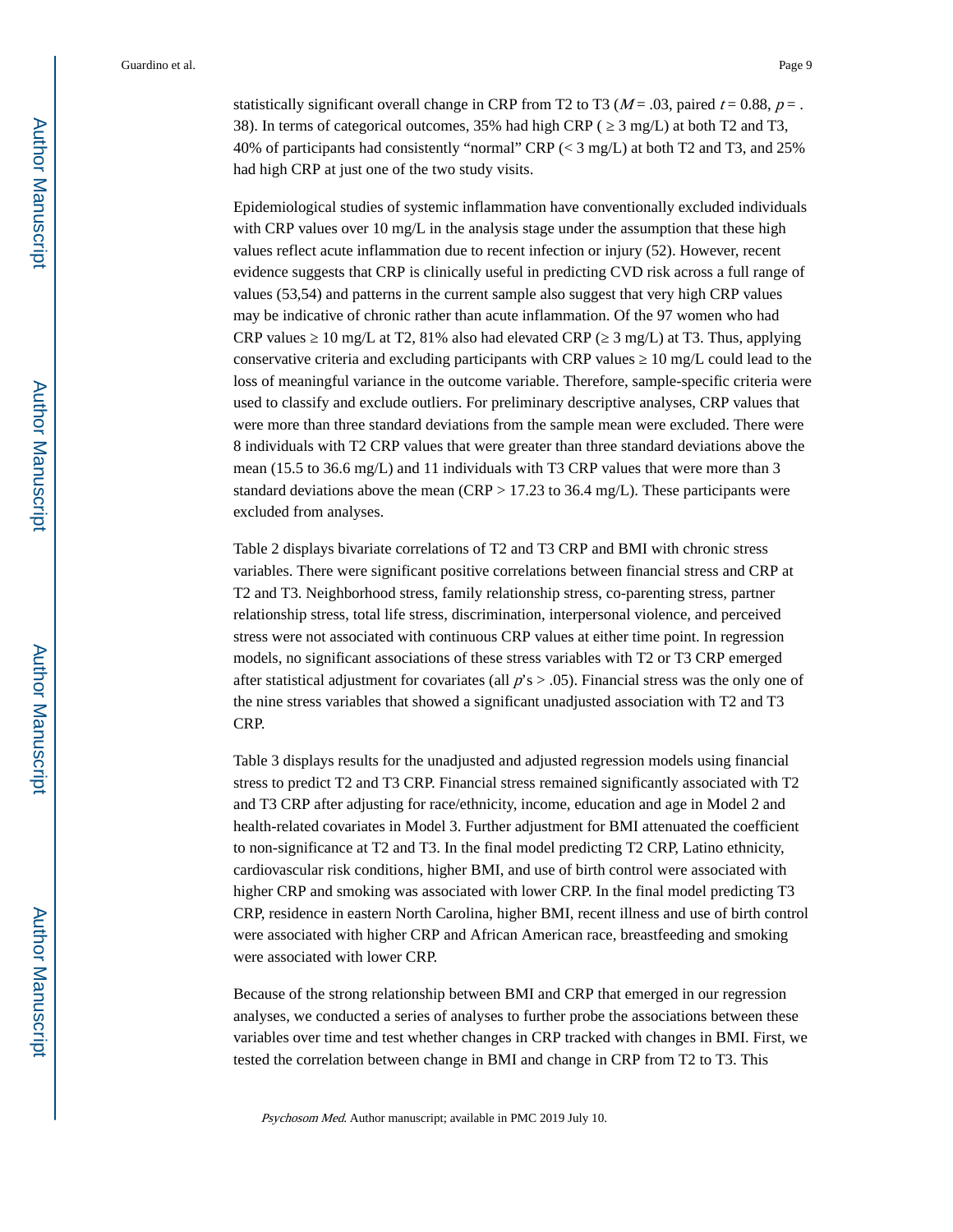statistically significant overall change in CRP from T2 to T3 ($M = .03$, paired $t = 0.88$, $p = .38$). In terms of categorical outcomes, 35% had high CRP ( ≥ 3 mg/L) at both T2 and T3, 40% of participants had consistently "normal" CRP (< 3 mg/L) at both T2 and T3, and 25% had high CRP at just one of the two study visits.

Epidemiological studies of systemic inflammation have conventionally excluded individuals with CRP values over 10 mg/L in the analysis stage under the assumption that these high values reflect acute inflammation due to recent infection or injury (52). However, recent evidence suggests that CRP is clinically useful in predicting CVD risk across a full range of values (53,54) and patterns in the current sample also suggest that very high CRP values may be indicative of chronic rather than acute inflammation. Of the 97 women who had CRP values ≥ 10 mg/L at T2, 81% also had elevated CRP (≥ 3 mg/L) at T3. Thus, applying conservative criteria and excluding participants with CRP values ≥ 10 mg/L could lead to the loss of meaningful variance in the outcome variable. Therefore, sample-specific criteria were used to classify and exclude outliers. For preliminary descriptive analyses, CRP values that were more than three standard deviations from the sample mean were excluded. There were 8 individuals with T2 CRP values that were greater than three standard deviations above the mean (15.5 to 36.6 mg/L) and 11 individuals with T3 CRP values that were more than 3 standard deviations above the mean (CRP > 17.23 to 36.4 mg/L). These participants were excluded from analyses.

Table 2 displays bivariate correlations of T2 and T3 CRP and BMI with chronic stress variables. There were significant positive correlations between financial stress and CRP at T2 and T3. Neighborhood stress, family relationship stress, co-parenting stress, partner relationship stress, total life stress, discrimination, interpersonal violence, and perceived stress were not associated with continuous CRP values at either time point. In regression models, no significant associations of these stress variables with T2 or T3 CRP emerged after statistical adjustment for covariates (all $p$'s > .05). Financial stress was the only one of the nine stress variables that showed a significant unadjusted association with T2 and T3 CRP.

Table 3 displays results for the unadjusted and adjusted regression models using financial stress to predict T2 and T3 CRP. Financial stress remained significantly associated with T2 and T3 CRP after adjusting for race/ethnicity, income, education and age in Model 2 and health-related covariates in Model 3. Further adjustment for BMI attenuated the coefficient to non-significance at T2 and T3. In the final model predicting T2 CRP, Latino ethnicity, cardiovascular risk conditions, higher BMI, and use of birth control were associated with higher CRP and smoking was associated with lower CRP. In the final model predicting T3 CRP, residence in eastern North Carolina, higher BMI, recent illness and use of birth control were associated with higher CRP and African American race, breastfeeding and smoking were associated with lower CRP.

Because of the strong relationship between BMI and CRP that emerged in our regression analyses, we conducted a series of analyses to further probe the associations between these variables over time and test whether changes in CRP tracked with changes in BMI. First, we tested the correlation between change in BMI and change in CRP from T2 to T3. This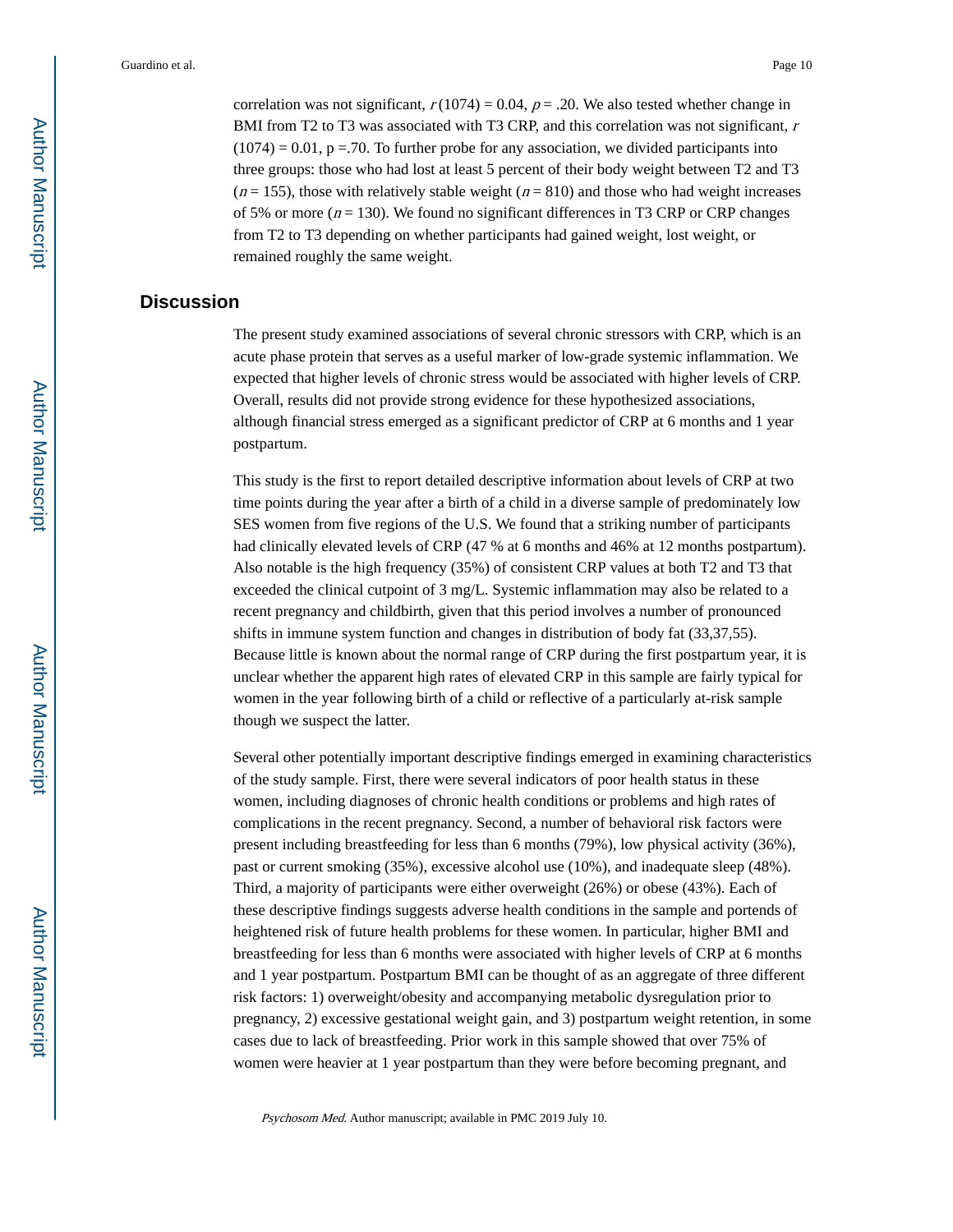correlation was not significant, $r(1074) = 0.04$, $p = .20$. We also tested whether change in BMI from T2 to T3 was associated with T3 CRP, and this correlation was not significant, $r(1074) = 0.01$, $p = .70$. To further probe for any association, we divided participants into three groups: those who had lost at least 5 percent of their body weight between T2 and T3 ($n = 155$), those with relatively stable weight ($n = 810$) and those who had weight increases of 5% or more ($n = 130$). We found no significant differences in T3 CRP or CRP changes from T2 to T3 depending on whether participants had gained weight, lost weight, or remained roughly the same weight.

## Discussion

The present study examined associations of several chronic stressors with CRP, which is an acute phase protein that serves as a useful marker of low-grade systemic inflammation. We expected that higher levels of chronic stress would be associated with higher levels of CRP. Overall, results did not provide strong evidence for these hypothesized associations, although financial stress emerged as a significant predictor of CRP at 6 months and 1 year postpartum.

This study is the first to report detailed descriptive information about levels of CRP at two time points during the year after a birth of a child in a diverse sample of predominately low SES women from five regions of the U.S. We found that a striking number of participants had clinically elevated levels of CRP (47 % at 6 months and 46% at 12 months postpartum). Also notable is the high frequency (35%) of consistent CRP values at both T2 and T3 that exceeded the clinical cutpoint of 3 mg/L. Systemic inflammation may also be related to a recent pregnancy and childbirth, given that this period involves a number of pronounced shifts in immune system function and changes in distribution of body fat (33,37,55). Because little is known about the normal range of CRP during the first postpartum year, it is unclear whether the apparent high rates of elevated CRP in this sample are fairly typical for women in the year following birth of a child or reflective of a particularly at-risk sample though we suspect the latter.

Several other potentially important descriptive findings emerged in examining characteristics of the study sample. First, there were several indicators of poor health status in these women, including diagnoses of chronic health conditions or problems and high rates of complications in the recent pregnancy. Second, a number of behavioral risk factors were present including breastfeeding for less than 6 months (79%), low physical activity (36%), past or current smoking (35%), excessive alcohol use (10%), and inadequate sleep (48%). Third, a majority of participants were either overweight (26%) or obese (43%). Each of these descriptive findings suggests adverse health conditions in the sample and portends of heightened risk of future health problems for these women. In particular, higher BMI and breastfeeding for less than 6 months were associated with higher levels of CRP at 6 months and 1 year postpartum. Postpartum BMI can be thought of as an aggregate of three different risk factors: 1) overweight/obesity and accompanying metabolic dysregulation prior to pregnancy, 2) excessive gestational weight gain, and 3) postpartum weight retention, in some cases due to lack of breastfeeding. Prior work in this sample showed that over 75% of women were heavier at 1 year postpartum than they were before becoming pregnant, and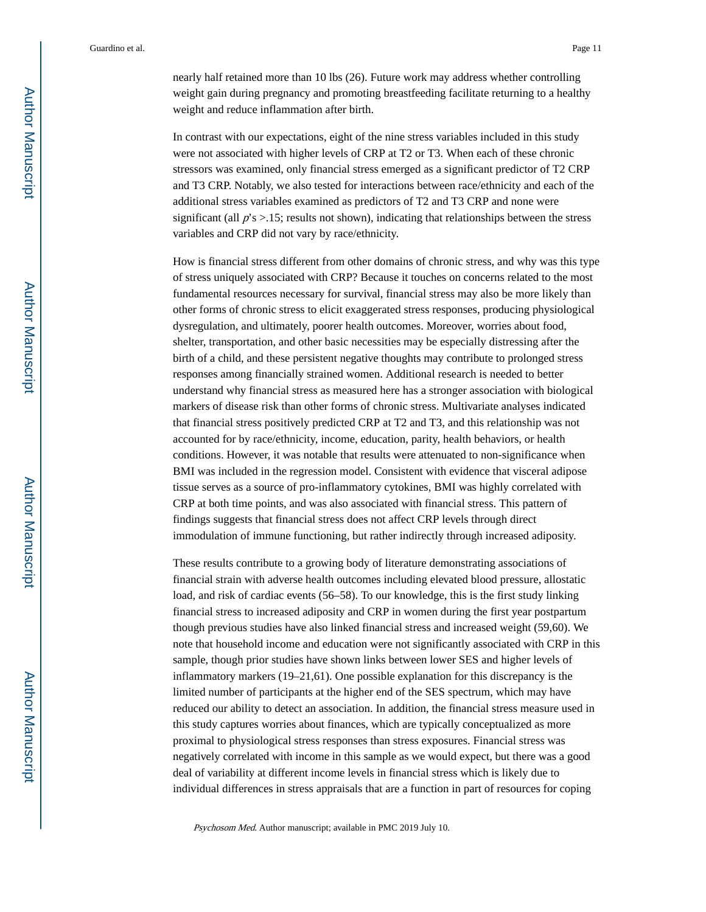nearly half retained more than 10 lbs (26). Future work may address whether controlling weight gain during pregnancy and promoting breastfeeding facilitate returning to a healthy weight and reduce inflammation after birth.

In contrast with our expectations, eight of the nine stress variables included in this study were not associated with higher levels of CRP at T2 or T3. When each of these chronic stressors was examined, only financial stress emerged as a significant predictor of T2 CRP and T3 CRP. Notably, we also tested for interactions between race/ethnicity and each of the additional stress variables examined as predictors of T2 and T3 CRP and none were significant (all $p$'s >.15; results not shown), indicating that relationships between the stress variables and CRP did not vary by race/ethnicity.

How is financial stress different from other domains of chronic stress, and why was this type of stress uniquely associated with CRP? Because it touches on concerns related to the most fundamental resources necessary for survival, financial stress may also be more likely than other forms of chronic stress to elicit exaggerated stress responses, producing physiological dysregulation, and ultimately, poorer health outcomes. Moreover, worries about food, shelter, transportation, and other basic necessities may be especially distressing after the birth of a child, and these persistent negative thoughts may contribute to prolonged stress responses among financially strained women. Additional research is needed to better understand why financial stress as measured here has a stronger association with biological markers of disease risk than other forms of chronic stress. Multivariate analyses indicated that financial stress positively predicted CRP at T2 and T3, and this relationship was not accounted for by race/ethnicity, income, education, parity, health behaviors, or health conditions. However, it was notable that results were attenuated to non-significance when BMI was included in the regression model. Consistent with evidence that visceral adipose tissue serves as a source of pro-inflammatory cytokines, BMI was highly correlated with CRP at both time points, and was also associated with financial stress. This pattern of findings suggests that financial stress does not affect CRP levels through direct immodulation of immune functioning, but rather indirectly through increased adiposity.

These results contribute to a growing body of literature demonstrating associations of financial strain with adverse health outcomes including elevated blood pressure, allostatic load, and risk of cardiac events (56–58). To our knowledge, this is the first study linking financial stress to increased adiposity and CRP in women during the first year postpartum though previous studies have also linked financial stress and increased weight (59,60). We note that household income and education were not significantly associated with CRP in this sample, though prior studies have shown links between lower SES and higher levels of inflammatory markers (19–21,61). One possible explanation for this discrepancy is the limited number of participants at the higher end of the SES spectrum, which may have reduced our ability to detect an association. In addition, the financial stress measure used in this study captures worries about finances, which are typically conceptualized as more proximal to physiological stress responses than stress exposures. Financial stress was negatively correlated with income in this sample as we would expect, but there was a good deal of variability at different income levels in financial stress which is likely due to individual differences in stress appraisals that are a function in part of resources for coping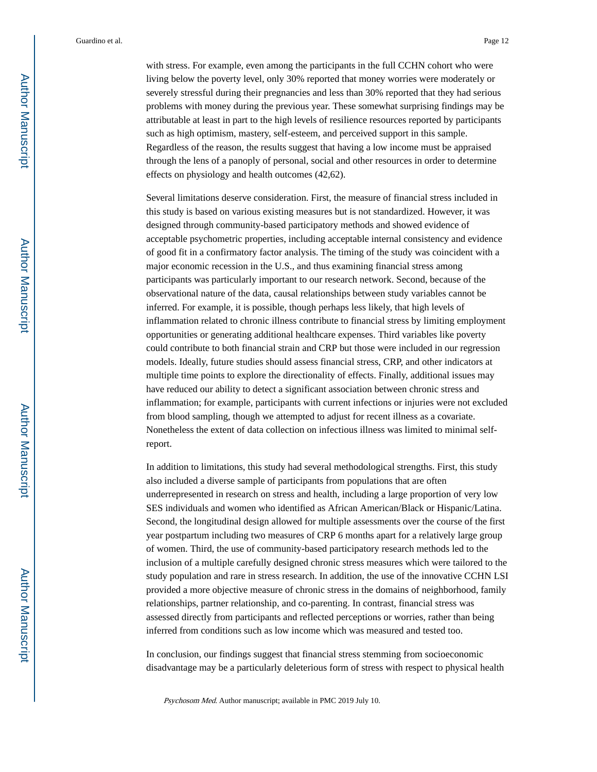with stress. For example, even among the participants in the full CCHN cohort who were living below the poverty level, only 30% reported that money worries were moderately or severely stressful during their pregnancies and less than 30% reported that they had serious problems with money during the previous year. These somewhat surprising findings may be attributable at least in part to the high levels of resilience resources reported by participants such as high optimism, mastery, self-esteem, and perceived support in this sample. Regardless of the reason, the results suggest that having a low income must be appraised through the lens of a panoply of personal, social and other resources in order to determine effects on physiology and health outcomes (42,62).

Several limitations deserve consideration. First, the measure of financial stress included in this study is based on various existing measures but is not standardized. However, it was designed through community-based participatory methods and showed evidence of acceptable psychometric properties, including acceptable internal consistency and evidence of good fit in a confirmatory factor analysis. The timing of the study was coincident with a major economic recession in the U.S., and thus examining financial stress among participants was particularly important to our research network. Second, because of the observational nature of the data, causal relationships between study variables cannot be inferred. For example, it is possible, though perhaps less likely, that high levels of inflammation related to chronic illness contribute to financial stress by limiting employment opportunities or generating additional healthcare expenses. Third variables like poverty could contribute to both financial strain and CRP but those were included in our regression models. Ideally, future studies should assess financial stress, CRP, and other indicators at multiple time points to explore the directionality of effects. Finally, additional issues may have reduced our ability to detect a significant association between chronic stress and inflammation; for example, participants with current infections or injuries were not excluded from blood sampling, though we attempted to adjust for recent illness as a covariate. Nonetheless the extent of data collection on infectious illness was limited to minimal self-report.

In addition to limitations, this study had several methodological strengths. First, this study also included a diverse sample of participants from populations that are often underrepresented in research on stress and health, including a large proportion of very low SES individuals and women who identified as African American/Black or Hispanic/Latina. Second, the longitudinal design allowed for multiple assessments over the course of the first year postpartum including two measures of CRP 6 months apart for a relatively large group of women. Third, the use of community-based participatory research methods led to the inclusion of a multiple carefully designed chronic stress measures which were tailored to the study population and rare in stress research. In addition, the use of the innovative CCHN LSI provided a more objective measure of chronic stress in the domains of neighborhood, family relationships, partner relationship, and co-parenting. In contrast, financial stress was assessed directly from participants and reflected perceptions or worries, rather than being inferred from conditions such as low income which was measured and tested too.

In conclusion, our findings suggest that financial stress stemming from socioeconomic disadvantage may be a particularly deleterious form of stress with respect to physical health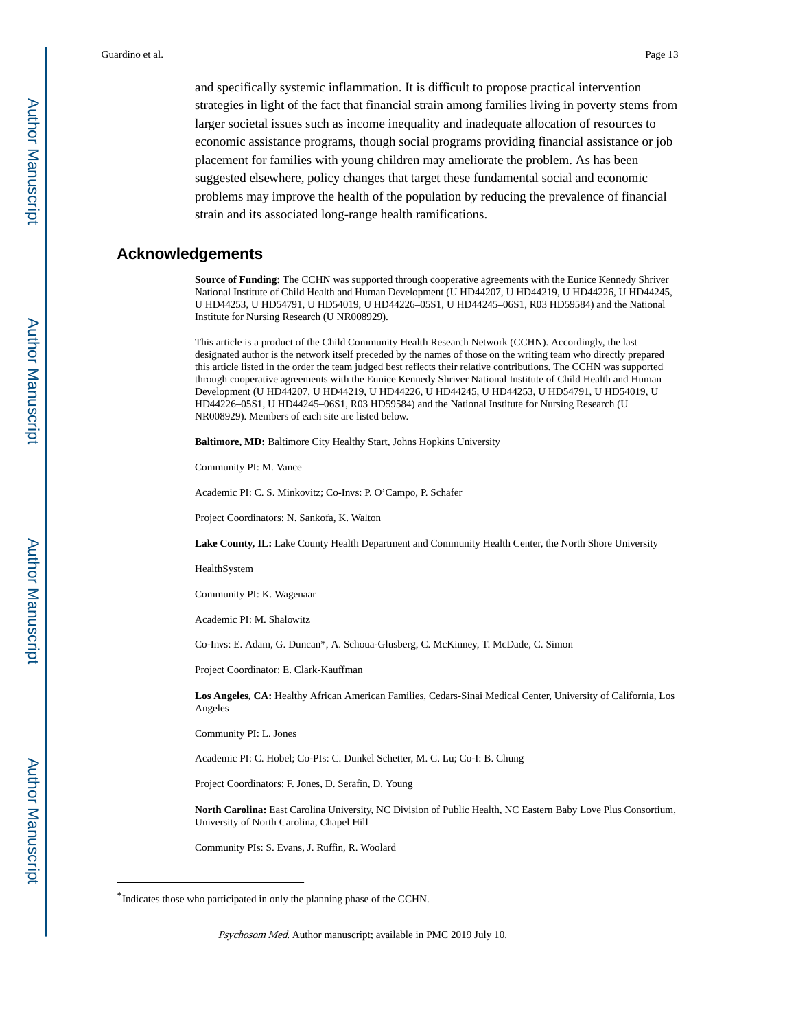and specifically systemic inflammation. It is difficult to propose practical intervention strategies in light of the fact that financial strain among families living in poverty stems from larger societal issues such as income inequality and inadequate allocation of resources to economic assistance programs, though social programs providing financial assistance or job placement for families with young children may ameliorate the problem. As has been suggested elsewhere, policy changes that target these fundamental social and economic problems may improve the health of the population by reducing the prevalence of financial strain and its associated long-range health ramifications.

## Acknowledgements

**Source of Funding:** The CCHN was supported through cooperative agreements with the Eunice Kennedy Shriver National Institute of Child Health and Human Development (U HD44207, U HD44219, U HD44226, U HD44245, U HD44253, U HD54791, U HD54019, U HD44226–05S1, U HD44245–06S1, R03 HD59584) and the National Institute for Nursing Research (U NR008929).

This article is a product of the Child Community Health Research Network (CCHN). Accordingly, the last designated author is the network itself preceded by the names of those on the writing team who directly prepared this article listed in the order the team judged best reflects their relative contributions. The CCHN was supported through cooperative agreements with the Eunice Kennedy Shriver National Institute of Child Health and Human Development (U HD44207, U HD44219, U HD44226, U HD44245, U HD44253, U HD54791, U HD54019, U HD44226–05S1, U HD44245–06S1, R03 HD59584) and the National Institute for Nursing Research (U NR008929). Members of each site are listed below.

**Baltimore, MD:** Baltimore City Healthy Start, Johns Hopkins University

Community PI: M. Vance

Academic PI: C. S. Minkovitz; Co-Invs: P. O'Campo, P. Schafer

Project Coordinators: N. Sankofa, K. Walton

**Lake County, IL:** Lake County Health Department and Community Health Center, the North Shore University

HealthSystem

Community PI: K. Wagenaar

Academic PI: M. Shalowitz

Co-Invs: E. Adam, G. Duncan*, A. Schoua-Glusberg, C. McKinney, T. McDade, C. Simon

Project Coordinator: E. Clark-Kauffman

**Los Angeles, CA:** Healthy African American Families, Cedars-Sinai Medical Center, University of California, Los Angeles

Community PI: L. Jones

Academic PI: C. Hobel; Co-PIs: C. Dunkel Schetter, M. C. Lu; Co-I: B. Chung

Project Coordinators: F. Jones, D. Serafin, D. Young

**North Carolina:** East Carolina University, NC Division of Public Health, NC Eastern Baby Love Plus Consortium, University of North Carolina, Chapel Hill

Community PIs: S. Evans, J. Ruffin, R. Woolard

*Indicates those who participated in only the planning phase of the CCHN.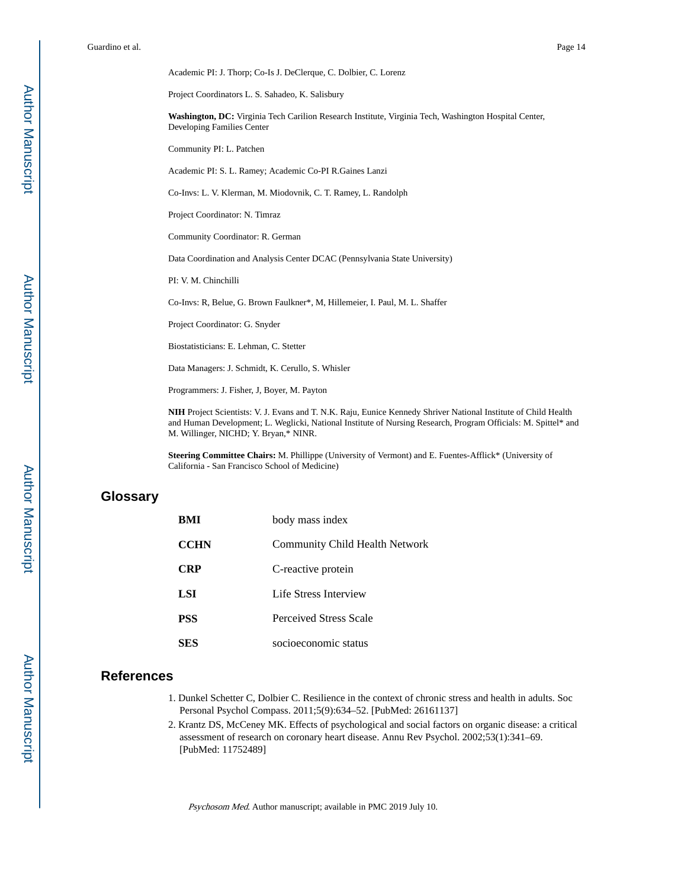Academic PI: J. Thorp; Co-Is J. DeClerque, C. Dolbier, C. Lorenz

Project Coordinators L. S. Sahadeo, K. Salisbury

**Washington, DC:** Virginia Tech Carilion Research Institute, Virginia Tech, Washington Hospital Center, Developing Families Center

Community PI: L. Patchen

Academic PI: S. L. Ramey; Academic Co-PI R.Gaines Lanzi

Co-Invs: L. V. Klerman, M. Miodovnik, C. T. Ramey, L. Randolph

Project Coordinator: N. Timraz

Community Coordinator: R. German

Data Coordination and Analysis Center DCAC (Pennsylvania State University)

PI: V. M. Chinchilli

Co-Invs: R, Belue, G. Brown Faulkner*, M, Hillemeier, I. Paul, M. L. Shaffer

Project Coordinator: G. Snyder

Biostatisticians: E. Lehman, C. Stetter

Data Managers: J. Schmidt, K. Cerullo, S. Whisler

Programmers: J. Fisher, J, Boyer, M. Payton

**NIH** Project Scientists: V. J. Evans and T. N.K. Raju, Eunice Kennedy Shriver National Institute of Child Health and Human Development; L. Weglicki, National Institute of Nursing Research, Program Officials: M. Spittel* and M. Willinger, NICHD; Y. Bryan,* NINR.

**Steering Committee Chairs:** M. Phillippe (University of Vermont) and E. Fuentes-Afflick* (University of California - San Francisco School of Medicine)

## Glossary

| | |
|---|---|
| **BMI** | body mass index |
| **CCHN** | Community Child Health Network |
| **CRP** | C-reactive protein |
| **LSI** | Life Stress Interview |
| **PSS** | Perceived Stress Scale |
| **SES** | socioeconomic status |

## References

1. Dunkel Schetter C, Dolbier C. Resilience in the context of chronic stress and health in adults. Soc Personal Psychol Compass. 2011;5(9):634–52. [PubMed: 26161137]
2. Krantz DS, McCeney MK. Effects of psychological and social factors on organic disease: a critical assessment of research on coronary heart disease. Annu Rev Psychol. 2002;53(1):341–69. [PubMed: 11752489]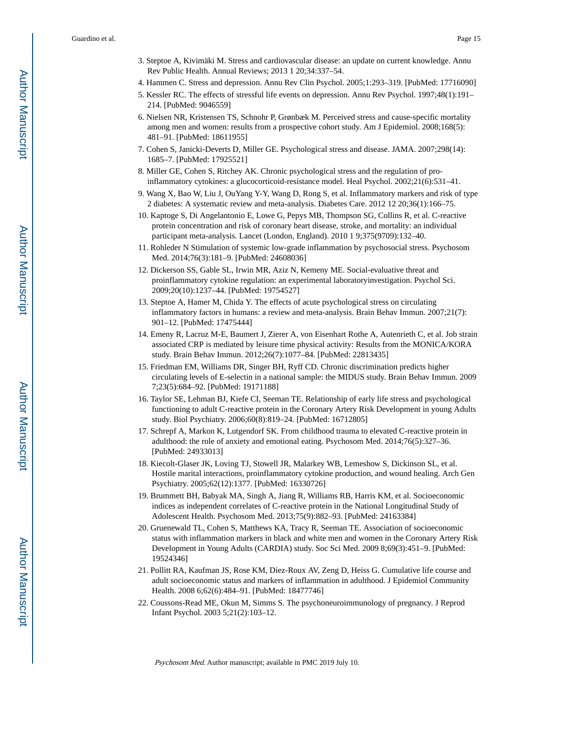3. Steptoe A, Kivimäki M. Stress and cardiovascular disease: an update on current knowledge. Annu Rev Public Health. Annual Reviews; 2013 1 20;34:337–54.
4. Hammen C. Stress and depression. Annu Rev Clin Psychol. 2005;1:293–319. [PubMed: 17716090]
5. Kessler RC. The effects of stressful life events on depression. Annu Rev Psychol. 1997;48(1):191–214. [PubMed: 9046559]
6. Nielsen NR, Kristensen TS, Schnohr P, Grønbæk M. Perceived stress and cause-specific mortality among men and women: results from a prospective cohort study. Am J Epidemiol. 2008;168(5): 481–91. [PubMed: 18611955]
7. Cohen S, Janicki-Deverts D, Miller GE. Psychological stress and disease. JAMA. 2007;298(14): 1685–7. [PubMed: 17925521]
8. Miller GE, Cohen S, Ritchey AK. Chronic psychological stress and the regulation of pro-inflammatory cytokines: a glucocorticoid-resistance model. Heal Psychol. 2002;21(6):531–41.
9. Wang X, Bao W, Liu J, OuYang Y-Y, Wang D, Rong S, et al. Inflammatory markers and risk of type 2 diabetes: A systematic review and meta-analysis. Diabetes Care. 2012 12 20;36(1):166–75.
10. Kaptoge S, Di Angelantonio E, Lowe G, Pepys MB, Thompson SG, Collins R, et al. C-reactive protein concentration and risk of coronary heart disease, stroke, and mortality: an individual participant meta-analysis. Lancet (London, England). 2010 1 9;375(9709):132–40.
11. Rohleder N Stimulation of systemic low-grade inflammation by psychosocial stress. Psychosom Med. 2014;76(3):181–9. [PubMed: 24608036]
12. Dickerson SS, Gable SL, Irwin MR, Aziz N, Kemeny ME. Social-evaluative threat and proinflammatory cytokine regulation: an experimental laboratoryinvestigation. Psychol Sci. 2009;20(10):1237–44. [PubMed: 19754527]
13. Steptoe A, Hamer M, Chida Y. The effects of acute psychological stress on circulating inflammatory factors in humans: a review and meta-analysis. Brain Behav Immun. 2007;21(7): 901–12. [PubMed: 17475444]
14. Emeny R, Lacruz M-E, Baumert J, Zierer A, von Eisenhart Rothe A, Autenrieth C, et al. Job strain associated CRP is mediated by leisure time physical activity: Results from the MONICA/KORA study. Brain Behav Immun. 2012;26(7):1077–84. [PubMed: 22813435]
15. Friedman EM, Williams DR, Singer BH, Ryff CD. Chronic discrimination predicts higher circulating levels of E-selectin in a national sample: the MIDUS study. Brain Behav Immun. 2009 7;23(5):684–92. [PubMed: 19171188]
16. Taylor SE, Lehman BJ, Kiefe CI, Seeman TE. Relationship of early life stress and psychological functioning to adult C-reactive protein in the Coronary Artery Risk Development in young Adults study. Biol Psychiatry. 2006;60(8):819–24. [PubMed: 16712805]
17. Schrepf A, Markon K, Lutgendorf SK. From childhood trauma to elevated C-reactive protein in adulthood: the role of anxiety and emotional eating. Psychosom Med. 2014;76(5):327–36. [PubMed: 24933013]
18. Kiecolt-Glaser JK, Loving TJ, Stowell JR, Malarkey WB, Lemeshow S, Dickinson SL, et al. Hostile marital interactions, proinflammatory cytokine production, and wound healing. Arch Gen Psychiatry. 2005;62(12):1377. [PubMed: 16330726]
19. Brummett BH, Babyak MA, Singh A, Jiang R, Williams RB, Harris KM, et al. Socioeconomic indices as independent correlates of C-reactive protein in the National Longitudinal Study of Adolescent Health. Psychosom Med. 2013;75(9):882–93. [PubMed: 24163384]
20. Gruenewald TL, Cohen S, Matthews KA, Tracy R, Seeman TE. Association of socioeconomic status with inflammation markers in black and white men and women in the Coronary Artery Risk Development in Young Adults (CARDIA) study. Soc Sci Med. 2009 8;69(3):451–9. [PubMed: 19524346]
21. Pollitt RA, Kaufman JS, Rose KM, Diez-Roux AV, Zeng D, Heiss G. Cumulative life course and adult socioeconomic status and markers of inflammation in adulthood. J Epidemiol Community Health. 2008 6;62(6):484–91. [PubMed: 18477746]
22. Coussons-Read ME, Okun M, Simms S. The psychoneuroimmunology of pregnancy. J Reprod Infant Psychol. 2003 5;21(2):103–12.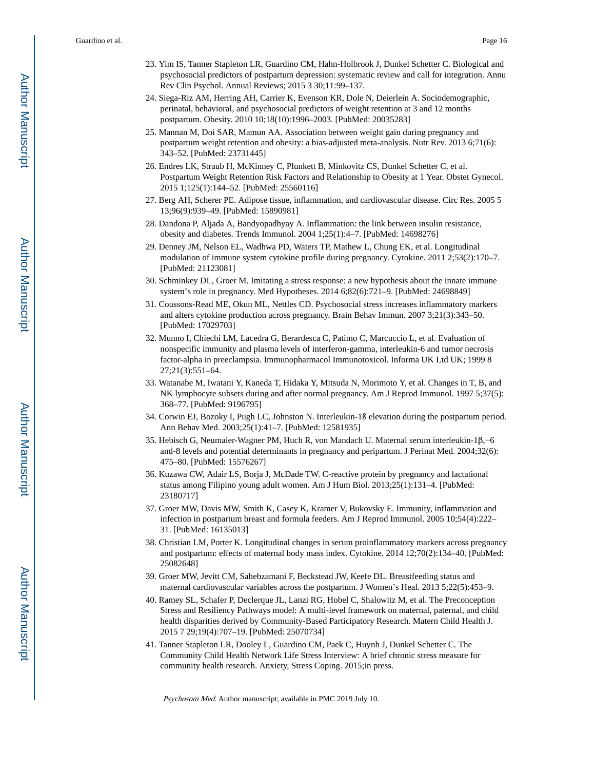23. Yim IS, Tanner Stapleton LR, Guardino CM, Hahn-Holbrook J, Dunkel Schetter C. Biological and psychosocial predictors of postpartum depression: systematic review and call for integration. Annu Rev Clin Psychol. Annual Reviews; 2015 3 30;11:99–137.
24. Siega-Riz AM, Herring AH, Carrier K, Evenson KR, Dole N, Deierlein A. Sociodemographic, perinatal, behavioral, and psychosocial predictors of weight retention at 3 and 12 months postpartum. Obesity. 2010 10;18(10):1996–2003. [PubMed: 20035283]
25. Mannan M, Doi SAR, Mamun AA. Association between weight gain during pregnancy and postpartum weight retention and obesity: a bias-adjusted meta-analysis. Nutr Rev. 2013 6;71(6): 343–52. [PubMed: 23731445]
26. Endres LK, Straub H, McKinney C, Plunkett B, Minkovitz CS, Dunkel Schetter C, et al. Postpartum Weight Retention Risk Factors and Relationship to Obesity at 1 Year. Obstet Gynecol. 2015 1;125(1):144–52. [PubMed: 25560116]
27. Berg AH, Scherer PE. Adipose tissue, inflammation, and cardiovascular disease. Circ Res. 2005 5 13;96(9):939–49. [PubMed: 15890981]
28. Dandona P, Aljada A, Bandyopadhyay A. Inflammation: the link between insulin resistance, obesity and diabetes. Trends Immunol. 2004 1;25(1):4–7. [PubMed: 14698276]
29. Denney JM, Nelson EL, Wadhwa PD, Waters TP, Mathew L, Chung EK, et al. Longitudinal modulation of immune system cytokine profile during pregnancy. Cytokine. 2011 2;53(2):170–7. [PubMed: 21123081]
30. Schminkey DL, Groer M. Imitating a stress response: a new hypothesis about the innate immune system's role in pregnancy. Med Hypotheses. 2014 6;82(6):721–9. [PubMed: 24698849]
31. Coussons-Read ME, Okun ML, Nettles CD. Psychosocial stress increases inflammatory markers and alters cytokine production across pregnancy. Brain Behav Immun. 2007 3;21(3):343–50. [PubMed: 17029703]
32. Munno I, Chiechi LM, Lacedra G, Berardesca C, Patimo C, Marcuccio L, et al. Evaluation of nonspecific immunity and plasma levels of interferon-gamma, interleukin-6 and tumor necrosis factor-alpha in preeclampsia. Immunopharmacol Immunotoxicol. Informa UK Ltd UK; 1999 8 27;21(3):551–64.
33. Watanabe M, Iwatani Y, Kaneda T, Hidaka Y, Mitsuda N, Morimoto Y, et al. Changes in T, B, and NK lymphocyte subsets during and after normal pregnancy. Am J Reprod Immunol. 1997 5;37(5): 368–77. [PubMed: 9196795]
34. Corwin EJ, Bozoky I, Pugh LC, Johnston N. Interleukin-1ß elevation during the postpartum period. Ann Behav Med. 2003;25(1):41–7. [PubMed: 12581935]
35. Hebisch G, Neumaier-Wagner PM, Huch R, von Mandach U. Maternal serum interleukin-1β,−6 and-8 levels and potential determinants in pregnancy and peripartum. J Perinat Med. 2004;32(6): 475–80. [PubMed: 15576267]
36. Kuzawa CW, Adair LS, Borja J, McDade TW. C-reactive protein by pregnancy and lactational status among Filipino young adult women. Am J Hum Biol. 2013;25(1):131–4. [PubMed: 23180717]
37. Groer MW, Davis MW, Smith K, Casey K, Kramer V, Bukovsky E. Immunity, inflammation and infection in postpartum breast and formula feeders. Am J Reprod Immunol. 2005 10;54(4):222–31. [PubMed: 16135013]
38. Christian LM, Porter K. Longitudinal changes in serum proinflammatory markers across pregnancy and postpartum: effects of maternal body mass index. Cytokine. 2014 12;70(2):134–40. [PubMed: 25082648]
39. Groer MW, Jevitt CM, Sahebzamani F, Beckstead JW, Keefe DL. Breastfeeding status and maternal cardiovascular variables across the postpartum. J Women's Heal. 2013 5;22(5):453–9.
40. Ramey SL, Schafer P, Declerque JL, Lanzi RG, Hobel C, Shalowitz M, et al. The Preconception Stress and Resiliency Pathways model: A multi-level framework on maternal, paternal, and child health disparities derived by Community-Based Participatory Research. Matern Child Health J. 2015 7 29;19(4):707–19. [PubMed: 25070734]
41. Tanner Stapleton LR, Dooley L, Guardino CM, Paek C, Huynh J, Dunkel Schetter C. The Community Child Health Network Life Stress Interview: A brief chronic stress measure for community health research. Anxiety, Stress Coping. 2015;in press.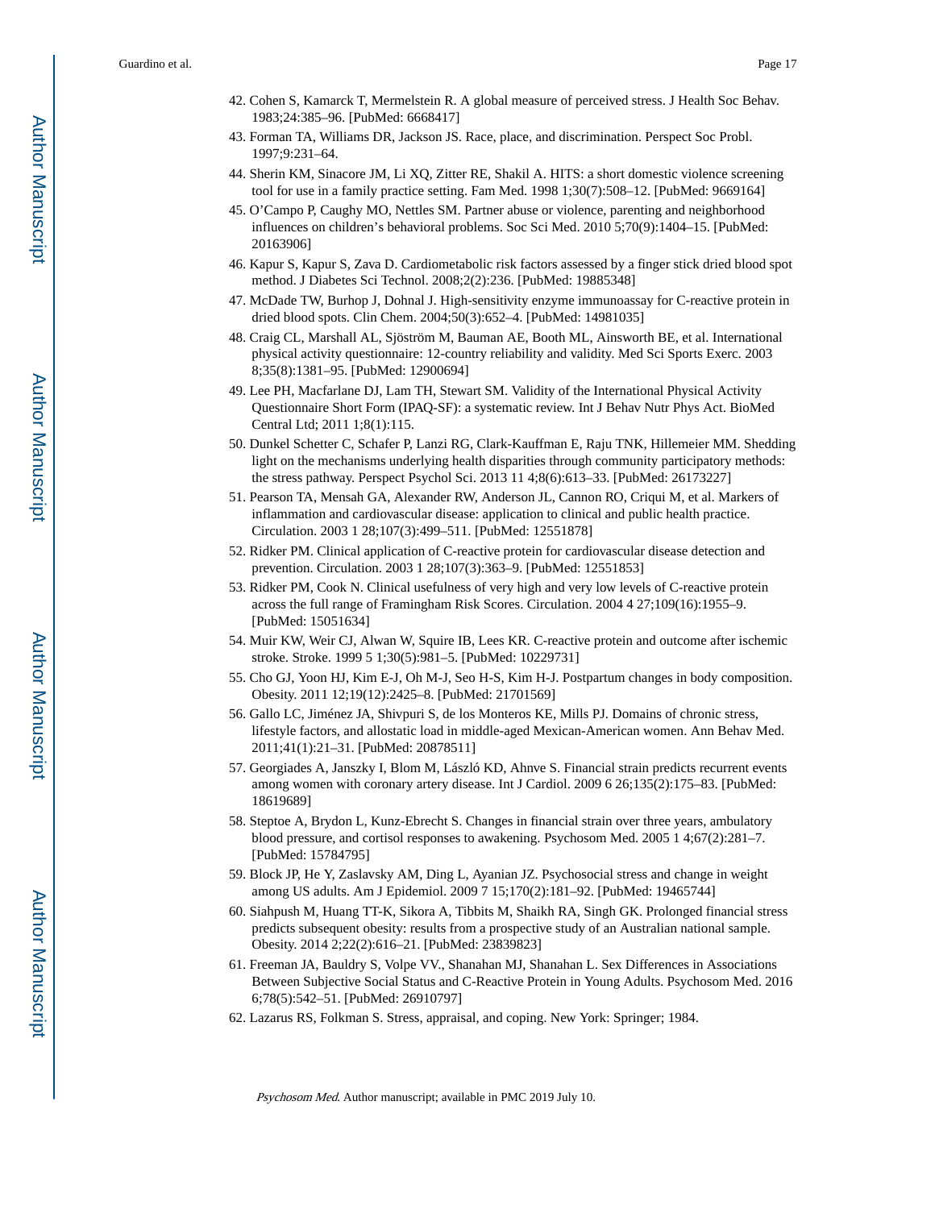42. Cohen S, Kamarck T, Mermelstein R. A global measure of perceived stress. J Health Soc Behav. 1983;24:385–96. [PubMed: 6668417]
43. Forman TA, Williams DR, Jackson JS. Race, place, and discrimination. Perspect Soc Probl. 1997;9:231–64.
44. Sherin KM, Sinacore JM, Li XQ, Zitter RE, Shakil A. HITS: a short domestic violence screening tool for use in a family practice setting. Fam Med. 1998 1;30(7):508–12. [PubMed: 9669164]
45. O'Campo P, Caughy MO, Nettles SM. Partner abuse or violence, parenting and neighborhood influences on children's behavioral problems. Soc Sci Med. 2010 5;70(9):1404–15. [PubMed: 20163906]
46. Kapur S, Kapur S, Zava D. Cardiometabolic risk factors assessed by a finger stick dried blood spot method. J Diabetes Sci Technol. 2008;2(2):236. [PubMed: 19885348]
47. McDade TW, Burhop J, Dohnal J. High-sensitivity enzyme immunoassay for C-reactive protein in dried blood spots. Clin Chem. 2004;50(3):652–4. [PubMed: 14981035]
48. Craig CL, Marshall AL, Sjöström M, Bauman AE, Booth ML, Ainsworth BE, et al. International physical activity questionnaire: 12-country reliability and validity. Med Sci Sports Exerc. 2003 8;35(8):1381–95. [PubMed: 12900694]
49. Lee PH, Macfarlane DJ, Lam TH, Stewart SM. Validity of the International Physical Activity Questionnaire Short Form (IPAQ-SF): a systematic review. Int J Behav Nutr Phys Act. BioMed Central Ltd; 2011 1;8(1):115.
50. Dunkel Schetter C, Schafer P, Lanzi RG, Clark-Kauffman E, Raju TNK, Hillemeier MM. Shedding light on the mechanisms underlying health disparities through community participatory methods: the stress pathway. Perspect Psychol Sci. 2013 11 4;8(6):613–33. [PubMed: 26173227]
51. Pearson TA, Mensah GA, Alexander RW, Anderson JL, Cannon RO, Criqui M, et al. Markers of inflammation and cardiovascular disease: application to clinical and public health practice. Circulation. 2003 1 28;107(3):499–511. [PubMed: 12551878]
52. Ridker PM. Clinical application of C-reactive protein for cardiovascular disease detection and prevention. Circulation. 2003 1 28;107(3):363–9. [PubMed: 12551853]
53. Ridker PM, Cook N. Clinical usefulness of very high and very low levels of C-reactive protein across the full range of Framingham Risk Scores. Circulation. 2004 4 27;109(16):1955–9. [PubMed: 15051634]
54. Muir KW, Weir CJ, Alwan W, Squire IB, Lees KR. C-reactive protein and outcome after ischemic stroke. Stroke. 1999 5 1;30(5):981–5. [PubMed: 10229731]
55. Cho GJ, Yoon HJ, Kim E-J, Oh M-J, Seo H-S, Kim H-J. Postpartum changes in body composition. Obesity. 2011 12;19(12):2425–8. [PubMed: 21701569]
56. Gallo LC, Jiménez JA, Shivpuri S, de los Monteros KE, Mills PJ. Domains of chronic stress, lifestyle factors, and allostatic load in middle-aged Mexican-American women. Ann Behav Med. 2011;41(1):21–31. [PubMed: 20878511]
57. Georgiades A, Janszky I, Blom M, László KD, Ahnve S. Financial strain predicts recurrent events among women with coronary artery disease. Int J Cardiol. 2009 6 26;135(2):175–83. [PubMed: 18619689]
58. Steptoe A, Brydon L, Kunz-Ebrecht S. Changes in financial strain over three years, ambulatory blood pressure, and cortisol responses to awakening. Psychosom Med. 2005 1 4;67(2):281–7. [PubMed: 15784795]
59. Block JP, He Y, Zaslavsky AM, Ding L, Ayanian JZ. Psychosocial stress and change in weight among US adults. Am J Epidemiol. 2009 7 15;170(2):181–92. [PubMed: 19465744]
60. Siahpush M, Huang TT-K, Sikora A, Tibbits M, Shaikh RA, Singh GK. Prolonged financial stress predicts subsequent obesity: results from a prospective study of an Australian national sample. Obesity. 2014 2;22(2):616–21. [PubMed: 23839823]
61. Freeman JA, Bauldry S, Volpe VV., Shanahan MJ, Shanahan L. Sex Differences in Associations Between Subjective Social Status and C-Reactive Protein in Young Adults. Psychosom Med. 2016 6;78(5):542–51. [PubMed: 26910797]
62. Lazarus RS, Folkman S. Stress, appraisal, and coping. New York: Springer; 1984.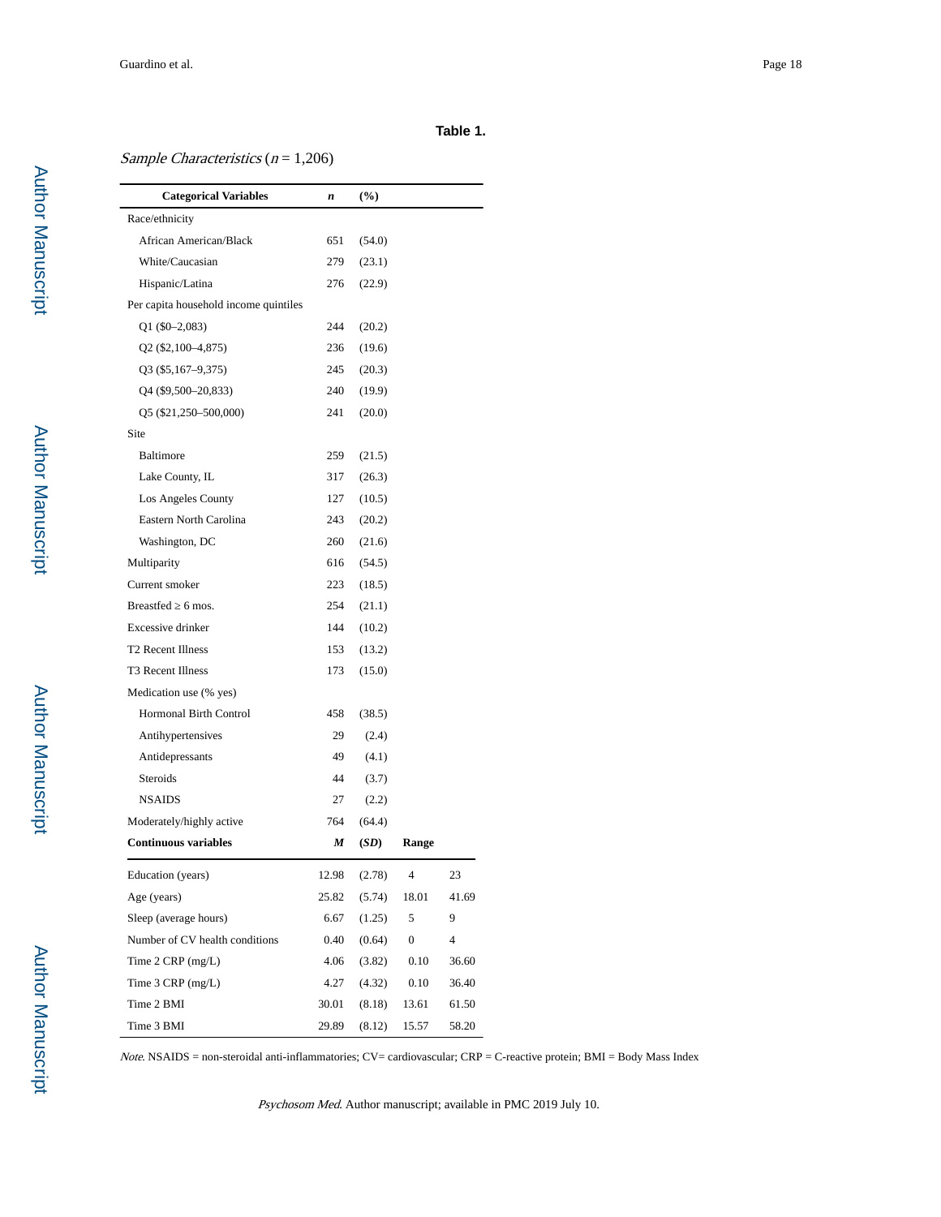**Table 1.**

*Sample Characteristics* ($n$ = 1,206)

| Categorical Variables | *n* | (%) | | |
|---|---|---|---|---|
| Race/ethnicity | | | | |
| African American/Black | 651 | (54.0) | | |
| White/Caucasian | 279 | (23.1) | | |
| Hispanic/Latina | 276 | (22.9) | | |
| Per capita household income quintiles | | | | |
| Q1 ($0–2,083) | 244 | (20.2) | | |
| Q2 ($2,100–4,875) | 236 | (19.6) | | |
| Q3 ($5,167–9,375) | 245 | (20.3) | | |
| Q4 ($9,500–20,833) | 240 | (19.9) | | |
| Q5 ($21,250–500,000) | 241 | (20.0) | | |
| Site | | | | |
| Baltimore | 259 | (21.5) | | |
| Lake County, IL | 317 | (26.3) | | |
| Los Angeles County | 127 | (10.5) | | |
| Eastern North Carolina | 243 | (20.2) | | |
| Washington, DC | 260 | (21.6) | | |
| Multiparity | 616 | (54.5) | | |
| Current smoker | 223 | (18.5) | | |
| Breastfed ≥ 6 mos. | 254 | (21.1) | | |
| Excessive drinker | 144 | (10.2) | | |
| T2 Recent Illness | 153 | (13.2) | | |
| T3 Recent Illness | 173 | (15.0) | | |
| Medication use (% yes) | | | | |
| Hormonal Birth Control | 458 | (38.5) | | |
| Antihypertensives | 29 | (2.4) | | |
| Antidepressants | 49 | (4.1) | | |
| Steroids | 44 | (3.7) | | |
| NSAIDS | 27 | (2.2) | | |
| Moderately/highly active | 764 | (64.4) | | |
| **Continuous variables** | ***M*** | **(*SD*)** | **Range** | |
| Education (years) | 12.98 | (2.78) | 4 | 23 |
| Age (years) | 25.82 | (5.74) | 18.01 | 41.69 |
| Sleep (average hours) | 6.67 | (1.25) | 5 | 9 |
| Number of CV health conditions | 0.40 | (0.64) | 0 | 4 |
| Time 2 CRP (mg/L) | 4.06 | (3.82) | 0.10 | 36.60 |
| Time 3 CRP (mg/L) | 4.27 | (4.32) | 0.10 | 36.40 |
| Time 2 BMI | 30.01 | (8.18) | 13.61 | 61.50 |
| Time 3 BMI | 29.89 | (8.12) | 15.57 | 58.20 |

*Note*. NSAIDS = non-steroidal anti-inflammatories; CV= cardiovascular; CRP = C-reactive protein; BMI = Body Mass Index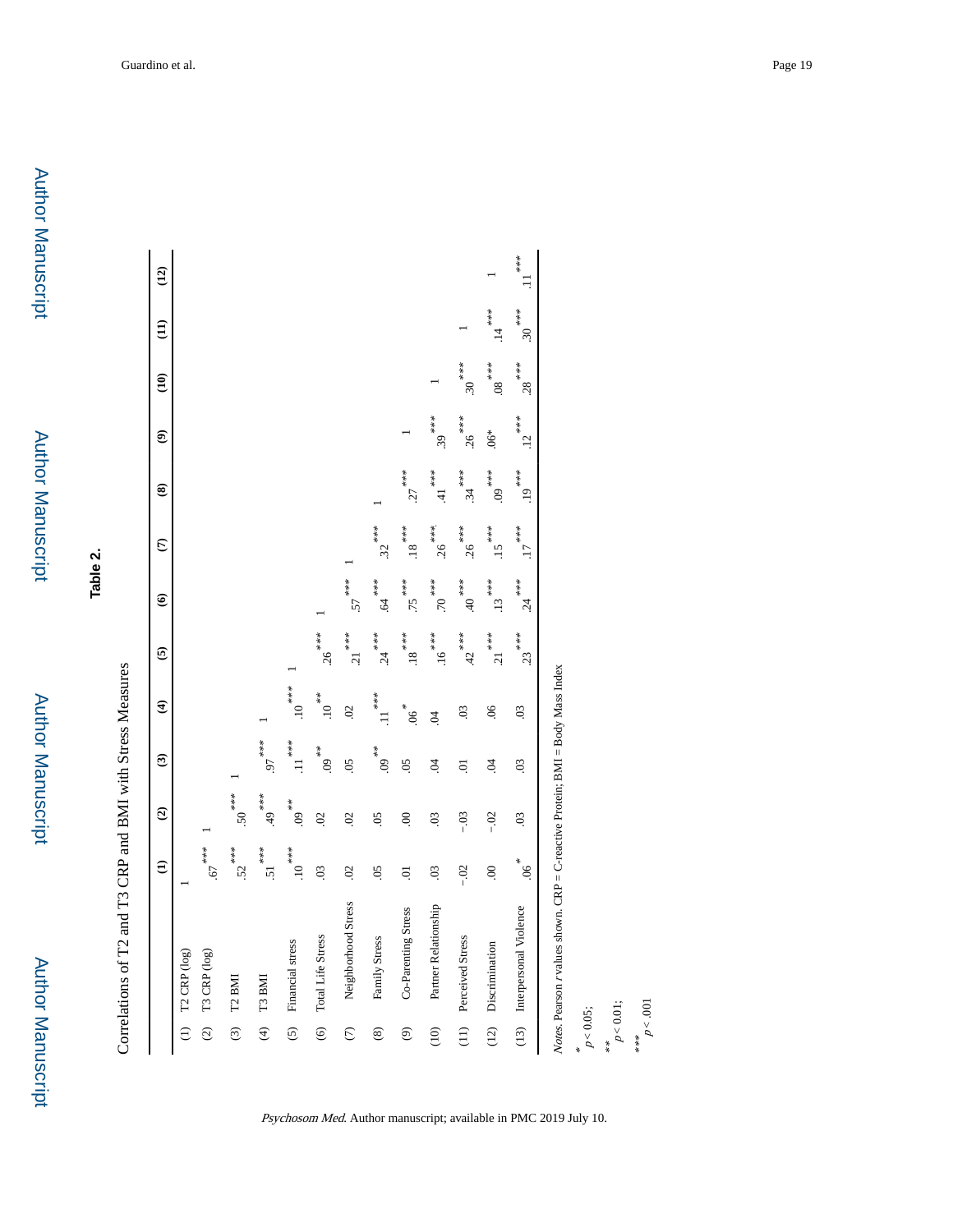# Table 2.

Correlations of T2 and T3 CRP and BMI with Stress Measures

| | (1) | (2) | (3) | (4) | (5) | (6) | (7) | (8) | (9) | (10) | (11) | (12) |
|---|---|---|---|---|---|---|---|---|---|---|---|---|
| (1) T2 CRP (log) | 1 | | | | | | | | | | | |
| (2) T3 CRP (log) | .67*** | 1 | | | | | | | | | | |
| (3) T2 BMI | .52*** | .50*** | 1 | | | | | | | | | |
| (4) T3 BMI | .51*** | .49*** | .97*** | 1 | | | | | | | | |
| (5) Financial stress | .10*** | .09** | .11*** | .10*** | 1 | | | | | | | |
| (6) Total Life Stress | .03 | .02 | .09** | .10** | .26*** | 1 | | | | | | |
| (7) Neighborhood Stress | .02 | .02 | .05 | .02 | .21*** | .57*** | 1 | | | | | |
| (8) Family Stress | .05 | .05 | .09** | .11*** | .24*** | .64*** | .32*** | 1 | | | | |
| (9) Co-Parenting Stress | .01 | .00 | .05 | .06* | .18*** | .75*** | .18*** | .27*** | 1 | | | |
| (10) Partner Relationship | .03 | .03 | .04 | .04 | .16*** | .70*** | .26*** | .41*** | .39*** | 1 | | |
| (11) Perceived Stress | −.02 | −.03 | .01 | .03 | .42*** | .40*** | .26*** | .34*** | .26*** | .30*** | 1 | |
| (12) Discrimination | .00 | −.02 | .04 | .06 | .21*** | .13*** | .15*** | .09*** | .06* | .08*** | .14*** | 1 |
| (13) Interpersonal Violence | .06* | .03 | .03 | .03 | .23*** | .24*** | .17*** | .19*** | .12*** | .28*** | .30*** | .11*** |

*Notes*. Pearson *r* values shown. CRP = C-reactive Protein; BMI = Body Mass Index

* $p < 0.05$;

** $p < 0.01$;

*** $p < .001$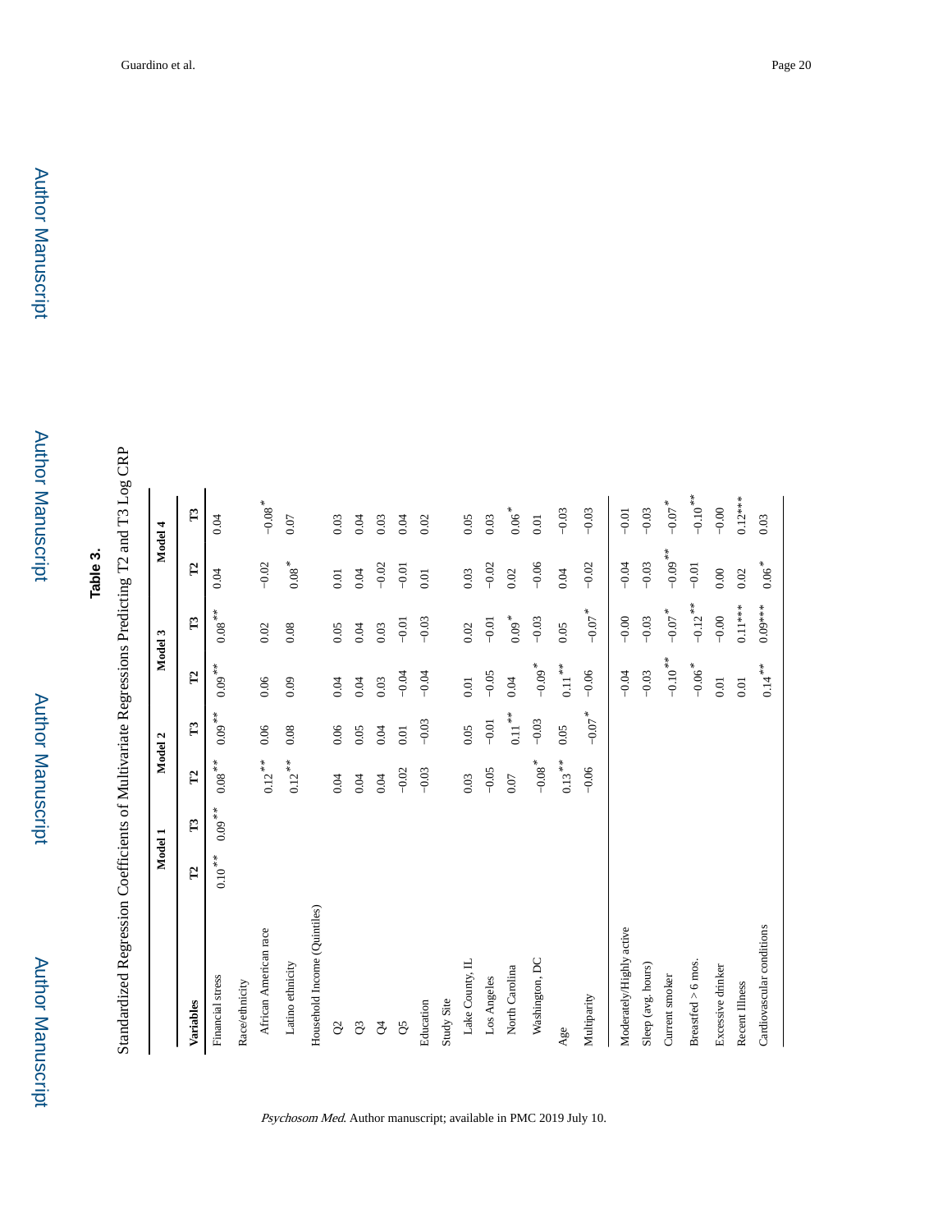**Table 3.**

Standardized Regression Coefficients of Multivariate Regressions Predicting T2 and T3 Log CRP

| | Model 1 | | Model 2 | | Model 3 | | Model 4 | |
|---|---|---|---|---|---|---|---|---|
| **Variables** | **T2** | **T3** | **T2** | **T3** | **T2** | **T3** | **T2** | **T3** |
| Financial stress | 0.10** | 0.09** | 0.08** | 0.09** | 0.09** | 0.08** | 0.04 | 0.04 |
| Race/ethnicity | | | | | | | | |
| African American race | | | 0.12** | 0.06 | 0.06 | 0.02 | −0.02 | −0.08* |
| Latino ethnicity | | | 0.12** | 0.08 | 0.09 | 0.08 | 0.08* | 0.07 |
| Household Income (Quintiles) | | | | | | | | |
| Q2 | | | 0.04 | 0.06 | 0.04 | 0.05 | 0.01 | 0.03 |
| Q3 | | | 0.04 | 0.05 | 0.04 | 0.04 | 0.04 | 0.04 |
| Q4 | | | 0.04 | 0.04 | 0.03 | 0.03 | −0.02 | 0.03 |
| Q5 | | | −0.02 | 0.01 | −0.04 | −0.01 | −0.01 | 0.04 |
| Education | | | −0.03 | −0.03 | −0.04 | −0.03 | 0.01 | 0.02 |
| Study Site | | | | | | | | |
| Lake County, IL | | | 0.03 | 0.05 | 0.01 | 0.02 | 0.03 | 0.05 |
| Los Angeles | | | −0.05 | −0.01 | −0.05 | −0.01 | −0.02 | 0.03 |
| North Carolina | | | 0.07 | 0.11** | 0.04 | 0.09* | 0.02 | 0.06* |
| Washington, DC | | | −0.08* | −0.03 | −0.09* | −0.03 | −0.06 | 0.01 |
| Age | | | 0.13** | 0.05 | 0.11** | 0.05 | 0.04 | −0.03 |
| Multiparity | | | −0.06 | −0.07* | −0.06 | −0.07* | −0.02 | −0.03 |
| Moderately/Highly active | | | | | −0.04 | −0.00 | −0.04 | −0.01 |
| Sleep (avg. hours) | | | | | −0.03 | −0.03 | −0.03 | −0.03 |
| Current smoker | | | | | −0.10** | −0.07* | −0.09** | −0.07* |
| Breastfed > 6 mos. | | | | | −0.06* | −0.12** | −0.01 | −0.10** |
| Excessive drinker | | | | | 0.01 | −0.00 | 0.00 | −0.00 |
| Recent Illness | | | | | 0.01 | 0.11*** | 0.02 | 0.12*** |
| Cardiovascular conditions | | | | | 0.14** | 0.09*** | 0.06* | 0.03 |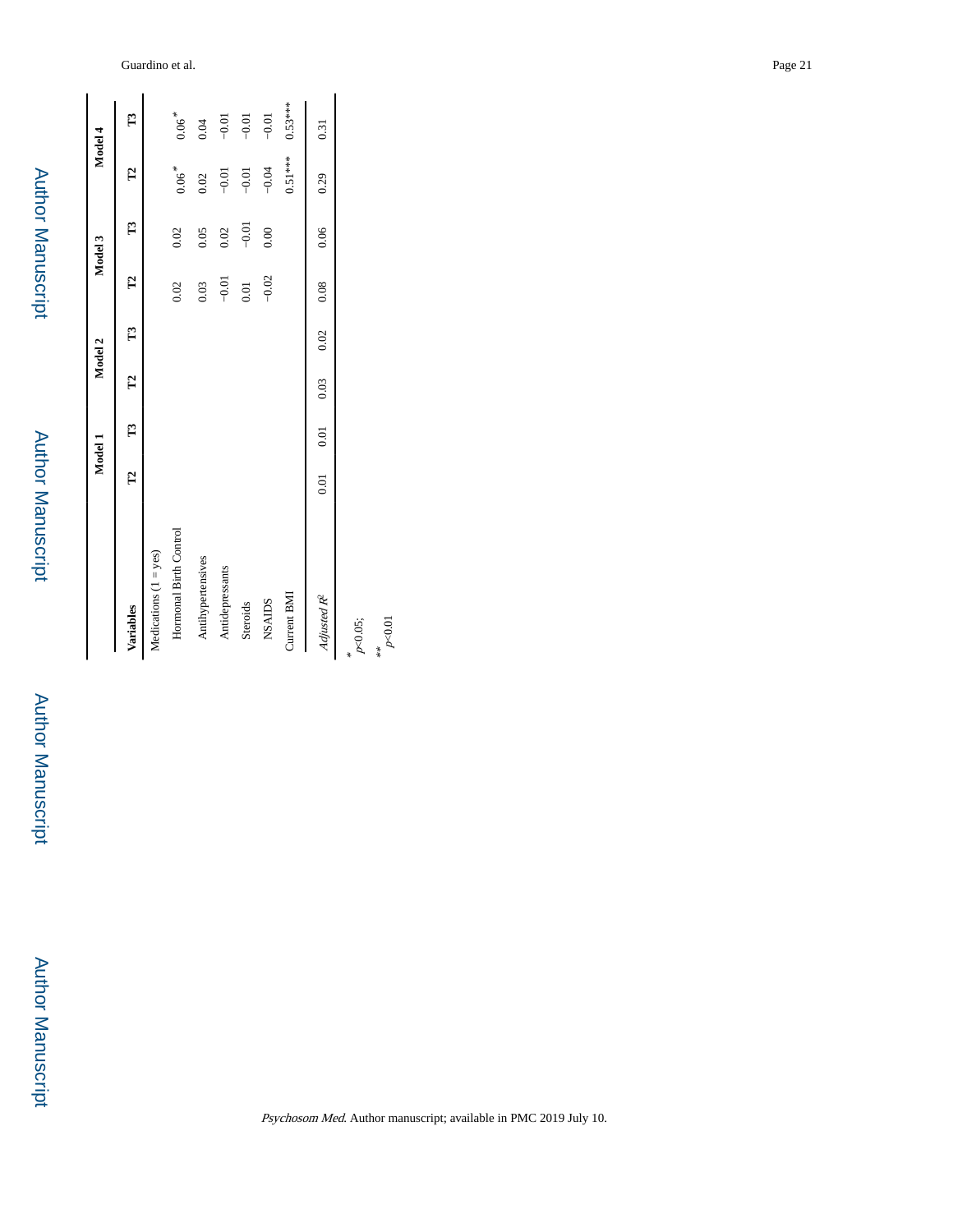| Variables | Model 1 | | Model 2 | | Model 3 | | Model 4 | |
|---|---|---|---|---|---|---|---|---|
| | T2 | T3 | T2 | T3 | T2 | T3 | T2 | T3 |
| Medications (1 = yes) | | | | | | | | |
| Hormonal Birth Control | | | | | 0.02 | 0.02 | 0.06* | 0.06* |
| Antihypertensives | | | | | 0.03 | 0.05 | 0.02 | 0.04 |
| Antidepressants | | | | | −0.01 | 0.02 | −0.01 | −0.01 |
| Steroids | | | | | 0.01 | −0.01 | −0.01 | −0.01 |
| NSAIDS | | | | | −0.02 | 0.00 | −0.04 | −0.01 |
| Current BMI | | | | | | | 0.51*** | 0.53*** |
| *Adjusted* $R^2$ | 0.01 | 0.01 | 0.03 | 0.02 | 0.08 | 0.06 | 0.29 | 0.31 |

\* $p<0.05$;

\*\* $p<0.01$